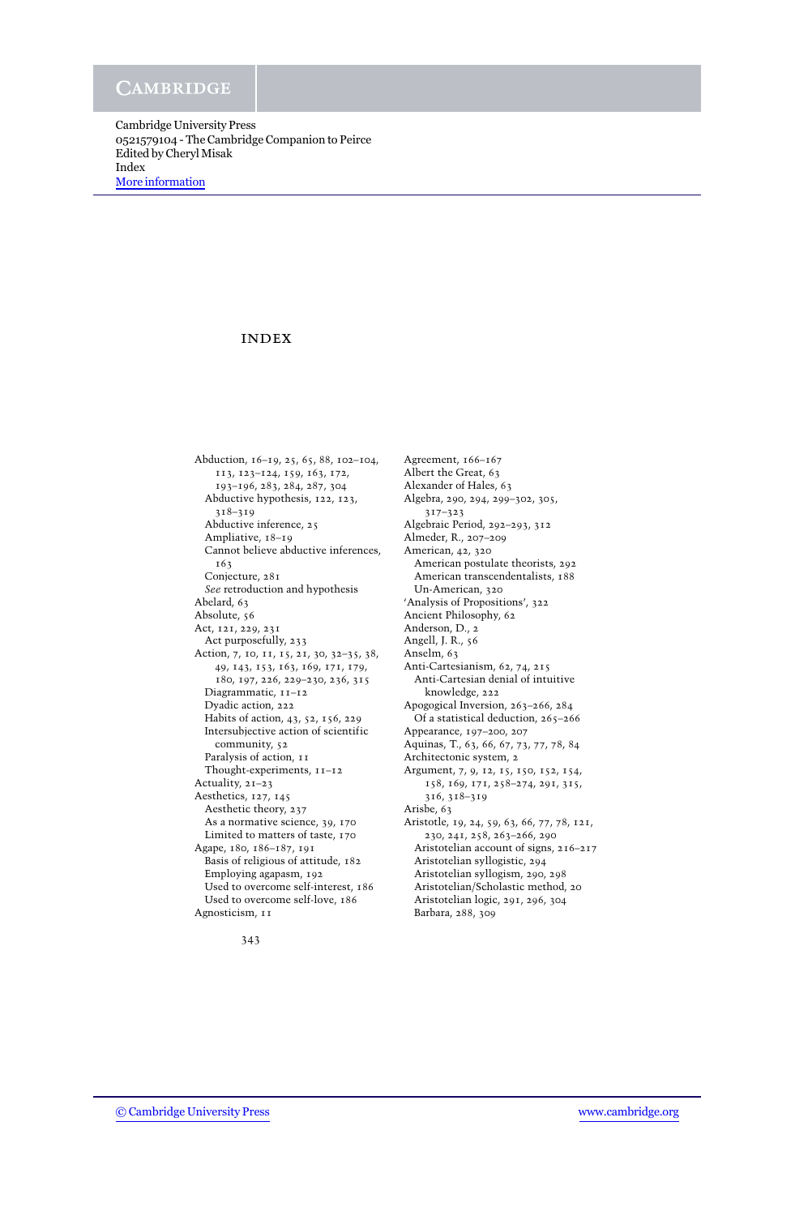# INDEX

Abduction, 16–19, 25, 65, 88, 102–104, 113, 123–124, 159, 163, 172, 193–196, 283, 284, 287, 304
- Abductive hypothesis, 122, 123, 318–319
- Abductive inference, 25
- Ampliative, 18–19
- Cannot believe abductive inferences, 163
- Conjecture, 281
- *See* retroduction and hypothesis

Abelard, 63
Absolute, 56
Act, 121, 229, 231
- Act purposefully, 233

Action, 7, 10, 11, 15, 21, 30, 32–35, 38, 49, 143, 153, 163, 169, 171, 179, 180, 197, 226, 229–230, 236, 315
- Diagrammatic, 11–12
- Dyadic action, 222
- Habits of action, 43, 52, 156, 229
- Intersubjective action of scientific community, 52
- Paralysis of action, 11
- Thought-experiments, 11–12

Actuality, 21–23
Aesthetics, 127, 145
- Aesthetic theory, 237
- As a normative science, 39, 170
- Limited to matters of taste, 170

Agape, 180, 186–187, 191
- Basis of religious of attitude, 182
- Employing agapasm, 192
- Used to overcome self-interest, 186
- Used to overcome self-love, 186

Agnosticism, 11

Agreement, 166–167
Albert the Great, 63
Alexander of Hales, 63
Algebra, 290, 294, 299–302, 305, 317–323
Algebraic Period, 292–293, 312
Almeder, R., 207–209
American, 42, 320
- American postulate theorists, 292
- American transcendentalists, 188
- Un-American, 320

'Analysis of Propositions', 322
Ancient Philosophy, 62
Anderson, D., 2
Angell, J. R., 56
Anselm, 63
Anti-Cartesianism, 62, 74, 215
- Anti-Cartesian denial of intuitive knowledge, 222

Apogogical Inversion, 263–266, 284
- Of a statistical deduction, 265–266

Appearance, 197–200, 207
Aquinas, T., 63, 66, 67, 73, 77, 78, 84
Architectonic system, 2
Argument, 7, 9, 12, 15, 150, 152, 154, 158, 169, 171, 258–274, 291, 315, 316, 318–319
Arisbe, 63
Aristotle, 19, 24, 59, 63, 66, 77, 78, 121, 230, 241, 258, 263–266, 290
- Aristotelian account of signs, 216–217
- Aristotelian syllogistic, 294
- Aristotelian syllogism, 290, 298
- Aristotelian/Scholastic method, 20
- Aristotelian logic, 291, 296, 304
- Barbara, 288, 309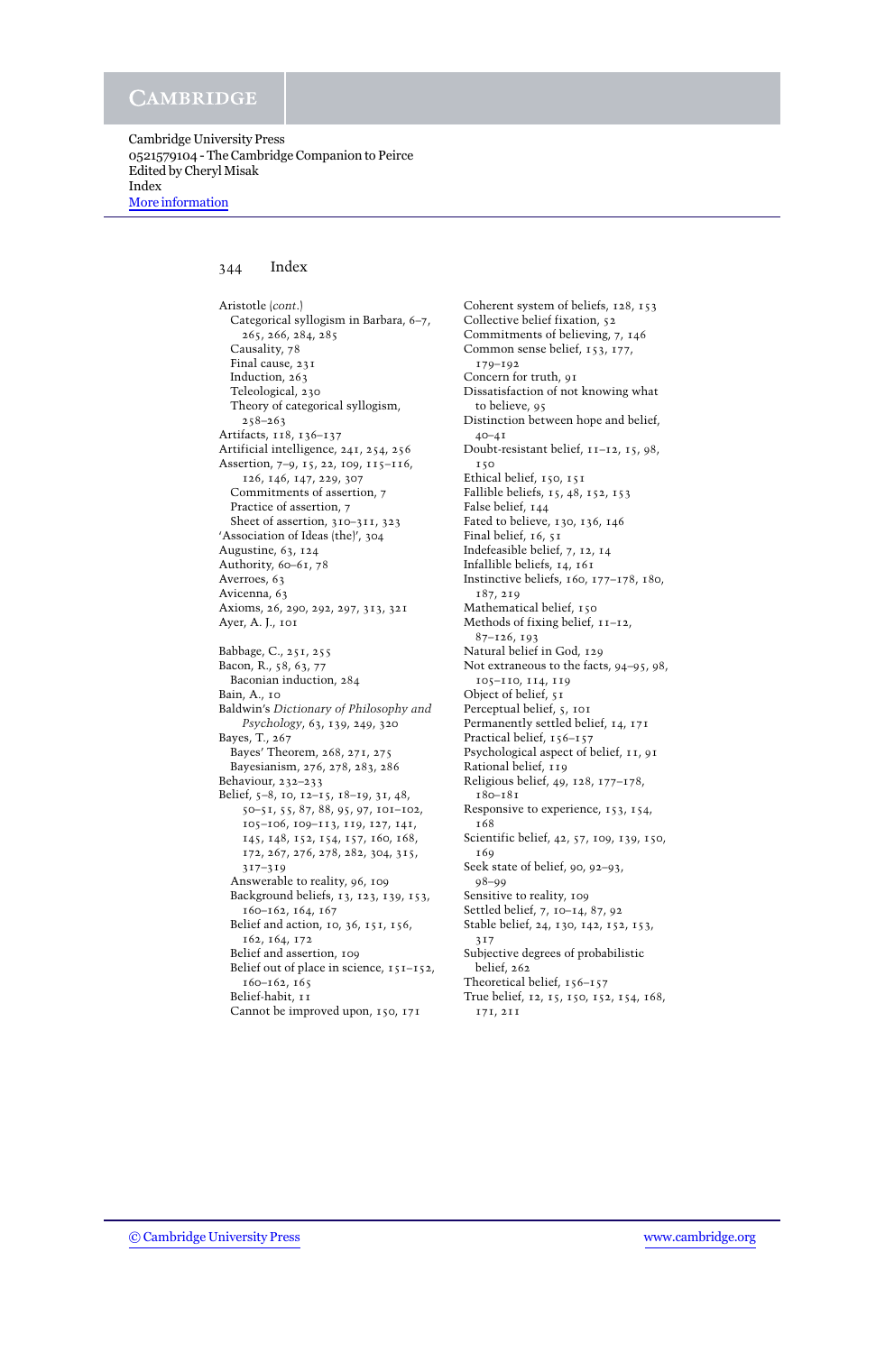Aristotle (*cont.*)
  Categorical syllogism in Barbara, 6–7, 265, 266, 284, 285
  Causality, 78
  Final cause, 231
  Induction, 263
  Teleological, 230
  Theory of categorical syllogism, 258–263
Artifacts, 118, 136–137
Artificial intelligence, 241, 254, 256
Assertion, 7–9, 15, 22, 109, 115–116, 126, 146, 147, 229, 307
  Commitments of assertion, 7
  Practice of assertion, 7
  Sheet of assertion, 310–311, 323
'Association of Ideas (the)', 304
Augustine, 63, 124
Authority, 60–61, 78
Averroes, 63
Avicenna, 63
Axioms, 26, 290, 292, 297, 313, 321
Ayer, A. J., 101

Babbage, C., 251, 255
Bacon, R., 58, 63, 77
  Baconian induction, 284
Bain, A., 10
Baldwin's *Dictionary of Philosophy and Psychology*, 63, 139, 249, 320
Bayes, T., 267
  Bayes' Theorem, 268, 271, 275
  Bayesianism, 276, 278, 283, 286
Behaviour, 232–233
Belief, 5–8, 10, 12–15, 18–19, 31, 48, 50–51, 55, 87, 88, 95, 97, 101–102, 105–106, 109–113, 119, 127, 141, 145, 148, 152, 154, 157, 160, 168, 172, 267, 276, 278, 282, 304, 315, 317–319
  Answerable to reality, 96, 109
  Background beliefs, 13, 123, 139, 153, 160–162, 164, 167
  Belief and action, 10, 36, 151, 156, 162, 164, 172
  Belief and assertion, 109
  Belief out of place in science, 151–152, 160–162, 165
  Belief-habit, 11
  Cannot be improved upon, 150, 171
  Coherent system of beliefs, 128, 153
  Collective belief fixation, 52
  Commitments of believing, 7, 146
  Common sense belief, 153, 177, 179–192
  Concern for truth, 91
  Dissatisfaction of not knowing what to believe, 95
  Distinction between hope and belief, 40–41
  Doubt-resistant belief, 11–12, 15, 98, 150
  Ethical belief, 150, 151
  Fallible beliefs, 15, 48, 152, 153
  False belief, 144
  Fated to believe, 130, 136, 146
  Final belief, 16, 51
  Indefeasible belief, 7, 12, 14
  Infallible beliefs, 14, 161
  Instinctive beliefs, 160, 177–178, 180, 187, 219
  Mathematical belief, 150
  Methods of fixing belief, 11–12, 87–126, 193
  Natural belief in God, 129
  Not extraneous to the facts, 94–95, 98, 105–110, 114, 119
  Object of belief, 51
  Perceptual belief, 5, 101
  Permanently settled belief, 14, 171
  Practical belief, 156–157
  Psychological aspect of belief, 11, 91
  Rational belief, 119
  Religious belief, 49, 128, 177–178, 180–181
  Responsive to experience, 153, 154, 168
  Scientific belief, 42, 57, 109, 139, 150, 169
  Seek state of belief, 90, 92–93, 98–99
  Sensitive to reality, 109
  Settled belief, 7, 10–14, 87, 92
  Stable belief, 24, 130, 142, 152, 153, 317
  Subjective degrees of probabilistic belief, 262
  Theoretical belief, 156–157
  True belief, 12, 15, 150, 152, 154, 168, 171, 211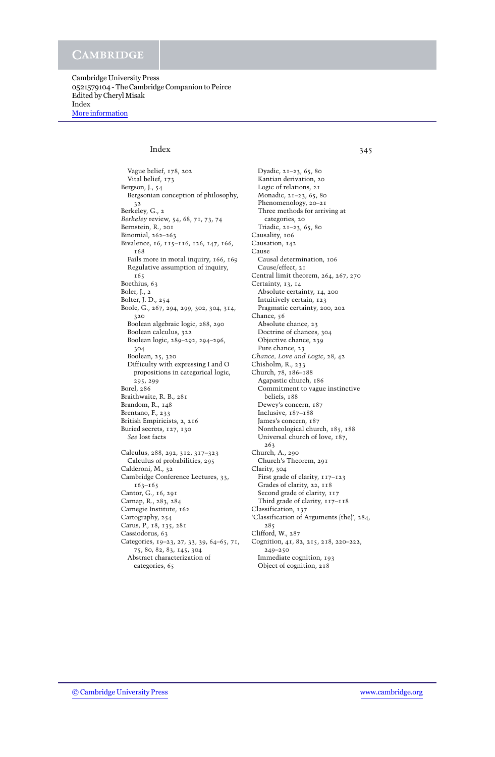Vague belief, 178, 202
Vital belief, 173
Bergson, J., 54
Bergsonian conception of philosophy, 32
Berkeley, G., 2
*Berkeley* review, 54, 68, 71, 73, 74
Bernstein, R., 201
Binomial, 262–263
Bivalence, 16, 115–116, 126, 147, 166, 168
Fails more in moral inquiry, 166, 169
Regulative assumption of inquiry, 165
Boethius, 63
Boler, J., 2
Bolter, J. D., 254
Boole, G., 267, 294, 299, 302, 304, 314, 320
Boolean algebraic logic, 288, 290
Boolean calculus, 322
Boolean logic, 289–292, 294–296, 304
Boolean, 25, 320
Difficulty with expressing I and O propositions in categorical logic, 295, 299
Borel, 286
Braithwaite, R. B., 281
Brandom, R., 148
Brentano, F., 233
British Empiricists, 2, 216
Buried secrets, 127, 130
*See* lost facts

Calculus, 288, 292, 312, 317–323
Calculus of probabilities, 295
Calderoni, M., 32
Cambridge Conference Lectures, 33, 163–165
Cantor, G., 16, 291
Carnap, R., 283, 284
Carnegie Institute, 162
Cartography, 254
Carus, P., 18, 135, 281
Cassiodorus, 63
Categories, 19–23, 27, 33, 39, 64–65, 71, 75, 80, 82, 83, 145, 304
Abstract characterization of categories, 65
Dyadic, 21–23, 65, 80
Kantian derivation, 20
Logic of relations, 21
Monadic, 21–23, 65, 80
Phenomenology, 20–21
Three methods for arriving at categories, 20
Triadic, 21–23, 65, 80
Causality, 106
Causation, 142
Cause
Causal determination, 106
Cause/effect, 21
Central limit theorem, 264, 267, 270
Certainty, 13, 14
Absolute certainty, 14, 200
Intuitively certain, 123
Pragmatic certainty, 200, 202
Chance, 56
Absolute chance, 23
Doctrine of chances, 304
Objective chance, 239
Pure chance, 23
*Chance, Love and Logic*, 28, 42
Chisholm, R., 233
Church, 78, 186–188
Agapastic church, 186
Commitment to vague instinctive beliefs, 188
Dewey's concern, 187
Inclusive, 187–188
James's concern, 187
Nontheological church, 185, 188
Universal church of love, 187, 263
Church, A., 290
Church's Theorem, 291
Clarity, 304
First grade of clarity, 117–123
Grades of clarity, 22, 118
Second grade of clarity, 117
Third grade of clarity, 117–118
Classification, 137
'Classification of Arguments (the)', 284, 285
Clifford, W., 287
Cognition, 41, 82, 215, 218, 220–222, 249–250
Immediate cognition, 193
Object of cognition, 218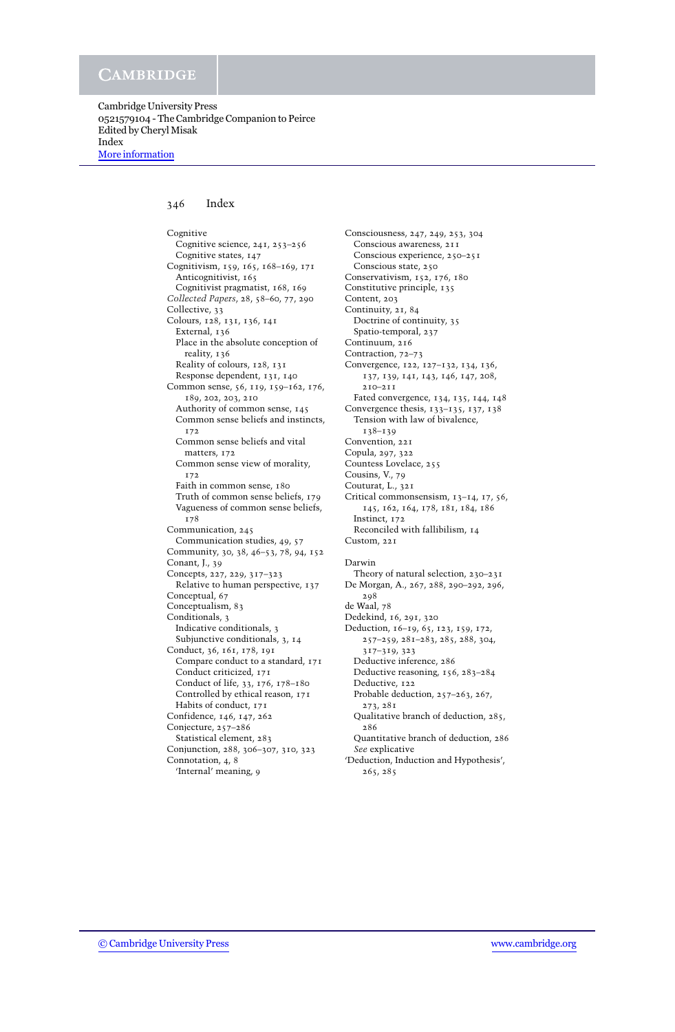Cambridge University Press
0521579104 - The Cambridge Companion to Peirce
Edited by Cheryl Misak
Index
More information

# Index

Cognitive
  Cognitive science, 241, 253–256
  Cognitive states, 147
Cognitivism, 159, 165, 168–169, 171
  Anticognitivist, 165
  Cognitivist pragmatist, 168, 169
*Collected Papers*, 28, 58–60, 77, 290
Collective, 33
Colours, 128, 131, 136, 141
  External, 136
  Place in the absolute conception of reality, 136
  Reality of colours, 128, 131
  Response dependent, 131, 140
Common sense, 56, 119, 159–162, 176, 189, 202, 203, 210
  Authority of common sense, 145
  Common sense beliefs and instincts, 172
  Common sense beliefs and vital matters, 172
  Common sense view of morality, 172
  Faith in common sense, 180
  Truth of common sense beliefs, 179
  Vagueness of common sense beliefs, 178
Communication, 245
  Communication studies, 49, 57
Community, 30, 38, 46–53, 78, 94, 152
Conant, J., 39
Concepts, 227, 229, 317–323
  Relative to human perspective, 137
Conceptual, 67
Conceptualism, 83
Conditionals, 3
  Indicative conditionals, 3
  Subjunctive conditionals, 3, 14
Conduct, 36, 161, 178, 191
  Compare conduct to a standard, 171
  Conduct criticized, 171
  Conduct of life, 33, 176, 178–180
  Controlled by ethical reason, 171
  Habits of conduct, 171
Confidence, 146, 147, 262
Conjecture, 257–286
  Statistical element, 283
Conjunction, 288, 306–307, 310, 323
Connotation, 4, 8
  'Internal' meaning, 9
Consciousness, 247, 249, 253, 304
  Conscious awareness, 211
  Conscious experience, 250–251
  Conscious state, 250
Conservativism, 152, 176, 180
Constitutive principle, 135
Content, 203
Continuity, 21, 84
  Doctrine of continuity, 35
  Spatio-temporal, 237
Continuum, 216
Contraction, 72–73
Convergence, 122, 127–132, 134, 136, 137, 139, 141, 143, 146, 147, 208, 210–211
  Fated convergence, 134, 135, 144, 148
Convergence thesis, 133–135, 137, 138
  Tension with law of bivalence, 138–139
Convention, 221
Copula, 297, 322
Countess Lovelace, 255
Cousins, V., 79
Couturat, L., 321
Critical commonsensism, 13–14, 17, 56, 145, 162, 164, 178, 181, 184, 186
  Instinct, 172
  Reconciled with fallibilism, 14
Custom, 221

Darwin
  Theory of natural selection, 230–231
De Morgan, A., 267, 288, 290–292, 296, 298
de Waal, 78
Dedekind, 16, 291, 320
Deduction, 16–19, 65, 123, 159, 172, 257–259, 281–283, 285, 288, 304, 317–319, 323
  Deductive inference, 286
  Deductive reasoning, 156, 283–284
  Deductive, 122
  Probable deduction, 257–263, 267, 273, 281
  Qualitative branch of deduction, 285, 286
  Quantitative branch of deduction, 286
  *See* explicative
'Deduction, Induction and Hypothesis', 265, 285

© Cambridge University Press www.cambridge.org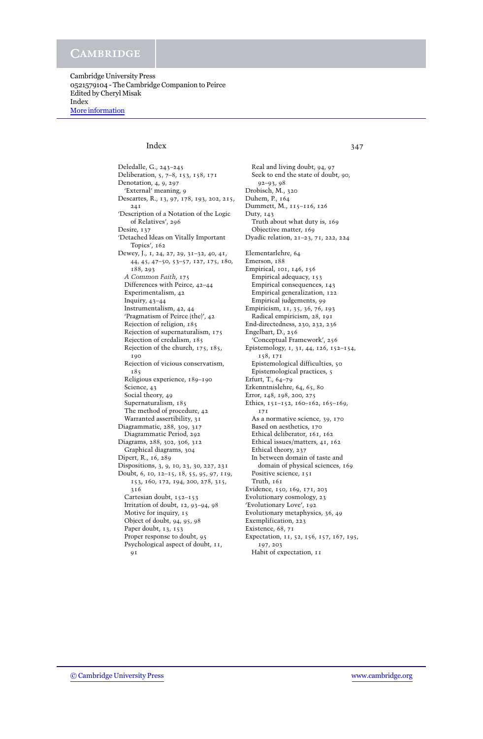Deledalle, G., 243–245
Deliberation, 5, 7–8, 153, 158, 171
Denotation, 4, 9, 297
  'External' meaning, 9
Descartes, R., 13, 97, 178, 193, 202, 215, 241
'Description of a Notation of the Logic of Relatives', 296
Desire, 137
'Detached Ideas on Vitally Important Topics', 162
Dewey, J., 1, 24, 27, 29, 31–32, 40, 41, 44, 45, 47–50, 53–57, 127, 175, 180, 188, 293
  *A Common Faith*, 175
  Differences with Peirce, 42–44
  Experimentalism, 42
  Inquiry, 43–44
  Instrumentalism, 42, 44
  'Pragmatism of Peirce (the)', 42
  Rejection of religion, 185
  Rejection of supernaturalism, 175
  Rejection of credalism, 185
  Rejection of the church, 175, 185, 190
  Rejection of vicious conservatism, 185
  Religious experience, 189–190
  Science, 43
  Social theory, 49
  Supernaturalism, 185
  The method of procedure, 42
  Warranted assertibility, 31
Diagrammatic, 288, 309, 317
  Diagrammatic Period, 292
Diagrams, 288, 302, 306, 312
  Graphical diagrams, 304
Dipert, R., 16, 289
Dispositions, 3, 9, 10, 23, 30, 227, 231
Doubt, 6, 10, 12–15, 18, 55, 95, 97, 119, 153, 160, 172, 194, 200, 278, 315, 316
  Cartesian doubt, 152–153
  Irritation of doubt, 12, 93–94, 98
  Motive for inquiry, 15
  Object of doubt, 94, 95, 98
  Paper doubt, 13, 153
  Proper response to doubt, 95
  Psychological aspect of doubt, 11, 91
  Real and living doubt, 94, 97
  Seek to end the state of doubt, 90, 92–93, 98
Drobisch, M., 320
Duhem, P., 164
Dummett, M., 115–116, 126
Duty, 143
  Truth about what duty is, 169
  Objective matter, 169
Dyadic relation, 21–23, 71, 222, 224

Elementarlehre, 64
Emerson, 188
Empirical, 101, 146, 156
  Empirical adequacy, 153
  Empirical consequences, 143
  Empirical generalization, 122
  Empirical judgements, 99
Empiricism, 11, 35, 36, 76, 193
  Radical empiricism, 28, 191
End-directedness, 230, 232, 236
Engelbart, D., 256
  'Conceptual Framework', 256
Epistemology, 1, 31, 44, 126, 152–154, 158, 171
  Epistemological difficulties, 50
  Epistemological practices, 5
Erfurt, T., 64–79
Erkenntnislehre, 64, 65, 80
Error, 148, 198, 200, 275
Ethics, 151–152, 160–162, 165–169, 171
  As a normative science, 39, 170
  Based on aesthetics, 170
  Ethical deliberator, 161, 162
  Ethical issues/matters, 41, 162
  Ethical theory, 237
  In between domain of taste and domain of physical sciences, 169
  Positive science, 151
  Truth, 161
Evidence, 150, 169, 171, 203
Evolutionary cosmology, 23
'Evolutionary Love', 192
Evolutionary metaphysics, 36, 49
Exemplification, 223
Existence, 68, 71
Expectation, 11, 52, 156, 157, 167, 195, 197, 203
  Habit of expectation, 11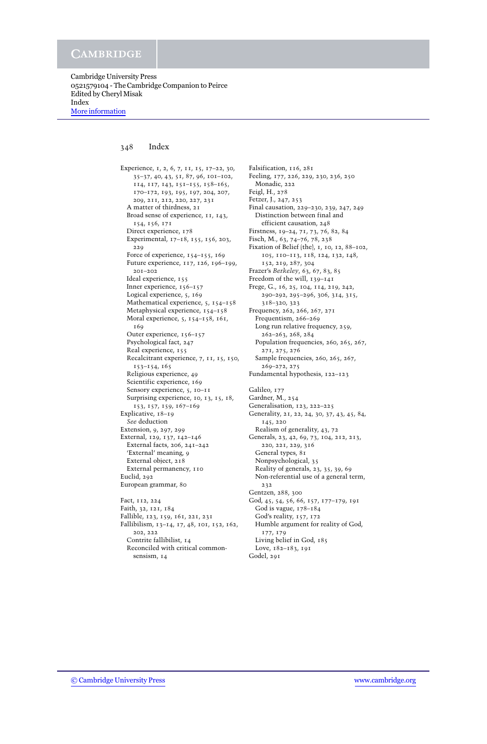Experience, 1, 2, 6, 7, 11, 15, 17–22, 30, 35–37, 40, 43, 51, 87, 96, 101–102, 114, 117, 143, 151–155, 158–165, 170–172, 193, 195, 197, 204, 207, 209, 211, 212, 220, 227, 231
  A matter of thirdness, 21
  Broad sense of experience, 11, 143, 154, 156, 171
  Direct experience, 178
  Experimental, 17–18, 155, 156, 203, 229
  Force of experience, 154–155, 169
  Future experience, 117, 126, 196–199, 201–202
  Ideal experience, 155
  Inner experience, 156–157
  Logical experience, 5, 169
  Mathematical experience, 5, 154–158
  Metaphysical experience, 154–158
  Moral experience, 5, 154–158, 161, 169
  Outer experience, 156–157
  Psychological fact, 247
  Real experience, 155
  Recalcitrant experience, 7, 11, 15, 150, 153–154, 165
  Religious experience, 49
  Scientific experience, 169
  Sensory experience, 5, 10–11
  Surprising experience, 10, 13, 15, 18, 153, 157, 159, 167–169
Explicative, 18–19
  *See* deduction
Extension, 9, 297, 299
External, 129, 137, 142–146
  External facts, 206, 241–242
  'External' meaning, 9
  External object, 218
  External permanency, 110
Euclid, 292
European grammar, 80

Fact, 112, 224
Faith, 32, 121, 184
Fallible, 123, 159, 161, 221, 231
Fallibilism, 13–14, 17, 48, 101, 152, 162, 202, 222
  Contrite fallibilist, 14
  Reconciled with critical common-sensism, 14
Falsification, 116, 281
Feeling, 177, 226, 229, 230, 236, 250
  Monadic, 222
Feigl, H., 278
Fetzer, J., 247, 253
Final causation, 229–230, 239, 247, 249
  Distinction between final and efficient causation, 248
Firstness, 19–24, 71, 73, 76, 82, 84
Fisch, M., 63, 74–76, 78, 238
Fixation of Belief (the), 1, 10, 12, 88–102, 105, 110–113, 118, 124, 132, 148, 152, 219, 287, 304
Frazer's *Berkeley*, 63, 67, 83, 85
Freedom of the will, 139–141
Frege, G., 16, 25, 104, 114, 219, 242, 290–292, 295–296, 306, 314, 315, 318–320, 323
Frequency, 262, 266, 267, 271
  Frequentism, 266–269
  Long run relative frequency, 259, 262–263, 268, 284
  Population frequencies, 260, 265, 267, 271, 275, 276
  Sample frequencies, 260, 265, 267, 269–272, 275
Fundamental hypothesis, 122–123

Galileo, 177
Gardner, M., 254
Generalisation, 123, 222–225
Generality, 21, 22, 24, 30, 37, 43, 45, 84, 145, 220
  Realism of generality, 43, 72
Generals, 23, 42, 69, 73, 104, 212, 213, 220, 221, 229, 316
  General types, 81
  Nonpsychological, 35
  Reality of generals, 23, 35, 39, 69
  Non-referential use of a general term, 232
Gentzen, 288, 300
God, 45, 54, 56, 66, 157, 177–179, 191
  God is vague, 178–184
  God's reality, 157, 172
  Humble argument for reality of God, 177, 179
  Living belief in God, 185
  Love, 182–183, 191
Godel, 291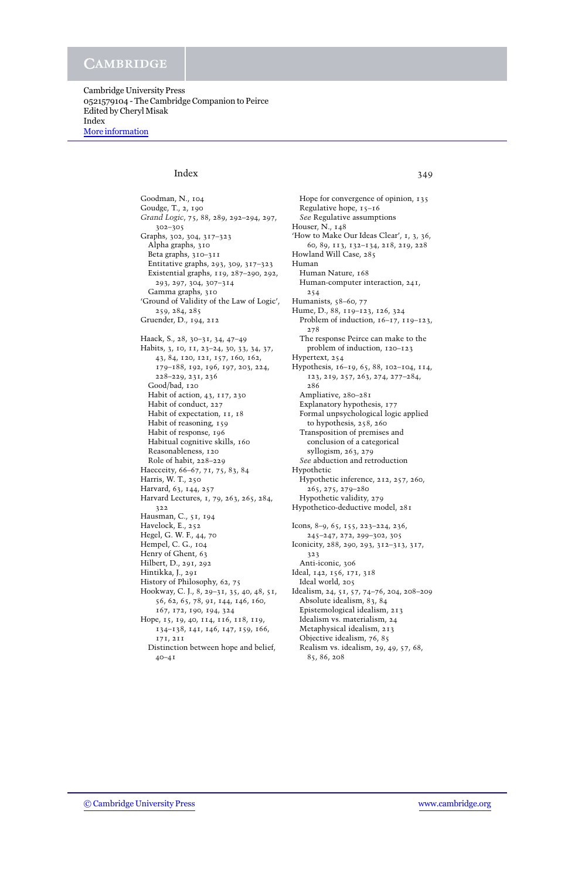# Index

Goodman, N., 104
Goudge, T., 2, 190
*Grand Logic*, 75, 88, 289, 292–294, 297, 302–305
Graphs, 302, 304, 317–323
  Alpha graphs, 310
  Beta graphs, 310–311
  Entitative graphs, 293, 309, 317–323
  Existential graphs, 119, 287–290, 292, 293, 297, 304, 307–314
  Gamma graphs, 310
'Ground of Validity of the Law of Logic', 259, 284, 285
Gruender, D., 194, 212

Haack, S., 28, 30–31, 34, 47–49
Habits, 3, 10, 11, 23–24, 30, 33, 34, 37, 43, 84, 120, 121, 157, 160, 162, 179–188, 192, 196, 197, 203, 224, 228–229, 231, 236
  Good/bad, 120
  Habit of action, 43, 117, 230
  Habit of conduct, 227
  Habit of expectation, 11, 18
  Habit of reasoning, 159
  Habit of response, 196
  Habitual cognitive skills, 160
  Reasonableness, 120
  Role of habit, 228–229
Haecceity, 66–67, 71, 75, 83, 84
Harris, W. T., 250
Harvard, 63, 144, 257
Harvard Lectures, 1, 79, 263, 265, 284, 322
Hausman, C., 51, 194
Havelock, E., 252
Hegel, G. W. F., 44, 70
Hempel, C. G., 104
Henry of Ghent, 63
Hilbert, D., 291, 292
Hintikka, J., 291
History of Philosophy, 62, 75
Hookway, C. J., 8, 29–31, 35, 40, 48, 51, 56, 62, 65, 78, 91, 144, 146, 160, 167, 172, 190, 194, 324
Hope, 15, 19, 40, 114, 116, 118, 119, 134–138, 141, 146, 147, 159, 166, 171, 211
  Distinction between hope and belief, 40–41
  Hope for convergence of opinion, 135
  Regulative hope, 15–16
  *See* Regulative assumptions
Houser, N., 148
'How to Make Our Ideas Clear', 1, 3, 36, 60, 89, 113, 132–134, 218, 219, 228
Howland Will Case, 285
Human
  Human Nature, 168
  Human-computer interaction, 241, 254
Humanists, 58–60, 77
Hume, D., 88, 119–123, 126, 324
  Problem of induction, 16–17, 119–123, 278
  The response Peirce can make to the problem of induction, 120–123
Hypertext, 254
Hypothesis, 16–19, 65, 88, 102–104, 114, 123, 219, 257, 263, 274, 277–284, 286
  Ampliative, 280–281
  Explanatory hypothesis, 177
  Formal unpsychological logic applied to hypothesis, 258, 260
  Transposition of premises and conclusion of a categorical syllogism, 263, 279
  *See* abduction and retroduction
Hypothetic
  Hypothetic inference, 212, 257, 260, 265, 275, 279–280
  Hypothetic validity, 279
Hypothetico-deductive model, 281

Icons, 8–9, 65, 155, 223–224, 236, 245–247, 272, 299–302, 305
Iconicity, 288, 290, 293, 312–313, 317, 323
  Anti-iconic, 306
Ideal, 142, 156, 171, 318
  Ideal world, 205
Idealism, 24, 51, 57, 74–76, 204, 208–209
  Absolute idealism, 83, 84
  Epistemological idealism, 213
  Idealism vs. materialism, 24
  Metaphysical idealism, 213
  Objective idealism, 76, 85
  Realism vs. idealism, 29, 49, 57, 68, 85, 86, 208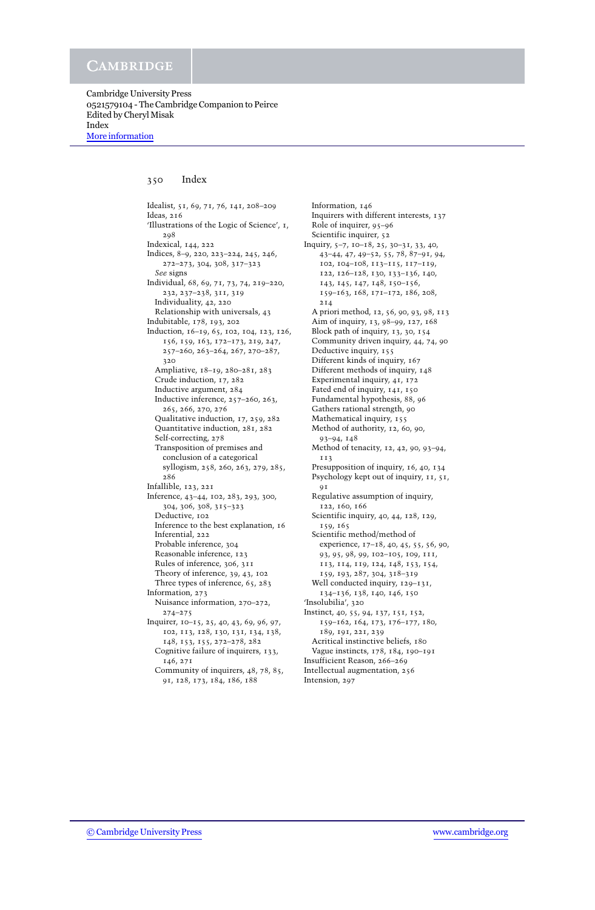Idealist, 51, 69, 71, 76, 141, 208–209
Ideas, 216
'Illustrations of the Logic of Science', 1, 298
Indexical, 144, 222
Indices, 8–9, 220, 223–224, 245, 246, 272–273, 304, 308, 317–323
  *See* signs
Individual, 68, 69, 71, 73, 74, 219–220, 232, 237–238, 311, 319
  Individuality, 42, 220
  Relationship with universals, 43
Indubitable, 178, 193, 202
Induction, 16–19, 65, 102, 104, 123, 126, 156, 159, 163, 172–173, 219, 247, 257–260, 263–264, 267, 270–287, 320
  Ampliative, 18–19, 280–281, 283
  Crude induction, 17, 282
  Inductive argument, 284
  Inductive inference, 257–260, 263, 265, 266, 270, 276
  Qualitative induction, 17, 259, 282
  Quantitative induction, 281, 282
  Self-correcting, 278
  Transposition of premises and conclusion of a categorical syllogism, 258, 260, 263, 279, 285, 286
Infallible, 123, 221
Inference, 43–44, 102, 283, 293, 300, 304, 306, 308, 315–323
  Deductive, 102
  Inference to the best explanation, 16
  Inferential, 222
  Probable inference, 304
  Reasonable inference, 123
  Rules of inference, 306, 311
  Theory of inference, 39, 43, 102
  Three types of inference, 65, 283
Information, 273
  Nuisance information, 270–272, 274–275
Inquirer, 10–15, 25, 40, 43, 69, 96, 97, 102, 113, 128, 130, 131, 134, 138, 148, 153, 155, 272–278, 282
  Cognitive failure of inquirers, 133, 146, 271
  Community of inquirers, 48, 78, 85, 91, 128, 173, 184, 186, 188
  Information, 146
  Inquirers with different interests, 137
  Role of inquirer, 95–96
  Scientific inquirer, 52
Inquiry, 5–7, 10–18, 25, 30–31, 33, 40, 43–44, 47, 49–52, 55, 78, 87–91, 94, 102, 104–108, 113–115, 117–119, 122, 126–128, 130, 133–136, 140, 143, 145, 147, 148, 150–156, 159–163, 168, 171–172, 186, 208, 214
  A priori method, 12, 56, 90, 93, 98, 113
  Aim of inquiry, 13, 98–99, 127, 168
  Block path of inquiry, 13, 30, 154
  Community driven inquiry, 44, 74, 90
  Deductive inquiry, 155
  Different kinds of inquiry, 167
  Different methods of inquiry, 148
  Experimental inquiry, 41, 172
  Fated end of inquiry, 141, 150
  Fundamental hypothesis, 88, 96
  Gathers rational strength, 90
  Mathematical inquiry, 155
  Method of authority, 12, 60, 90, 93–94, 148
  Method of tenacity, 12, 42, 90, 93–94, 113
  Presupposition of inquiry, 16, 40, 134
  Psychology kept out of inquiry, 11, 51, 91
  Regulative assumption of inquiry, 122, 160, 166
  Scientific inquiry, 40, 44, 128, 129, 159, 165
  Scientific method/method of experience, 17–18, 40, 45, 55, 56, 90, 93, 95, 98, 99, 102–105, 109, 111, 113, 114, 119, 124, 148, 153, 154, 159, 193, 287, 304, 318–319
  Well conducted inquiry, 129–131, 134–136, 138, 140, 146, 150
'Insolubilia', 320
Instinct, 40, 55, 94, 137, 151, 152, 159–162, 164, 173, 176–177, 180, 189, 191, 221, 239
  Acritical instinctive beliefs, 180
  Vague instincts, 178, 184, 190–191
Insufficient Reason, 266–269
Intellectual augmentation, 256
Intension, 297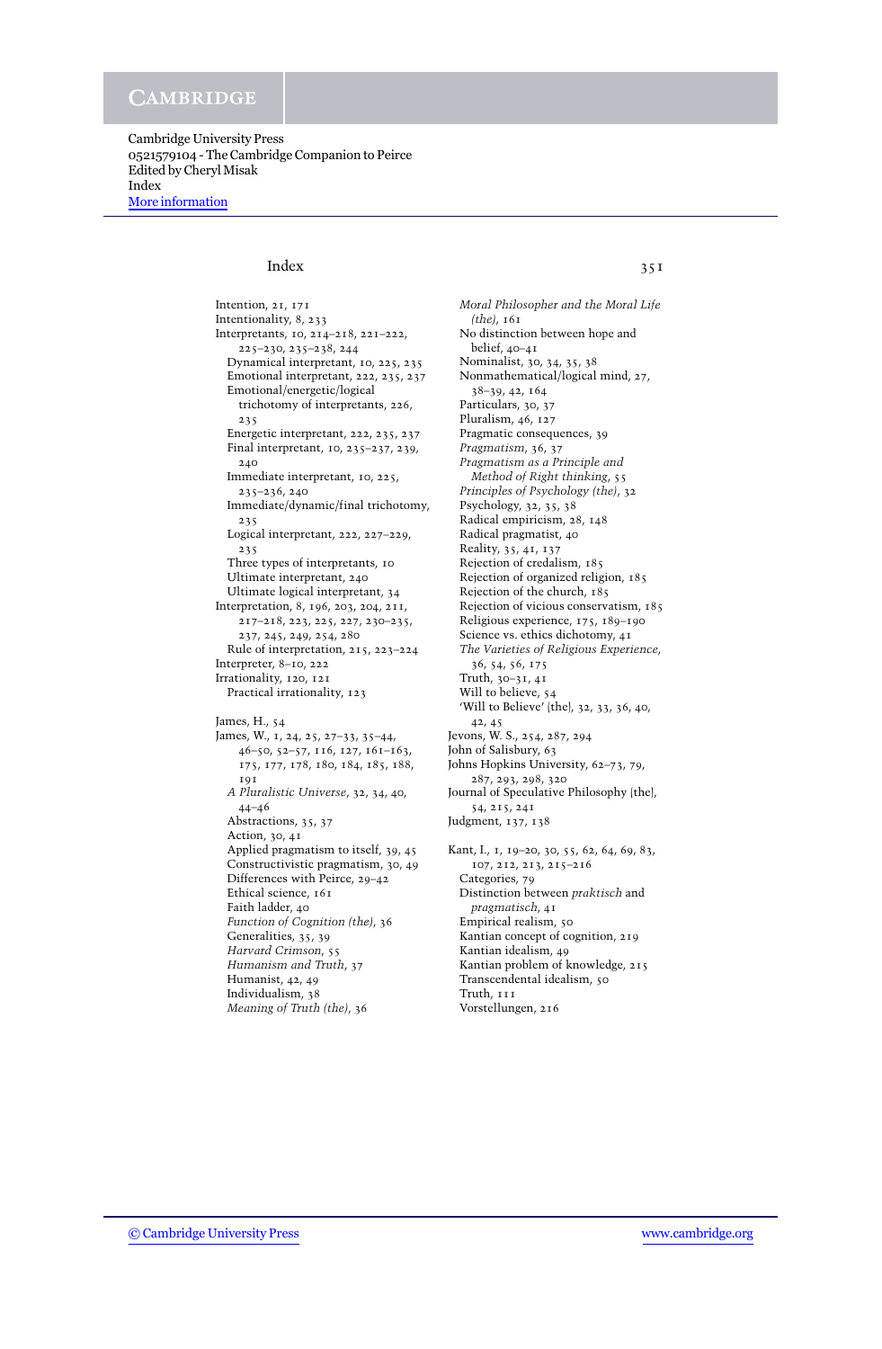# Index

Intention, 21, 171
Intentionality, 8, 233
Interpretants, 10, 214–218, 221–222, 225–230, 235–238, 244
- Dynamical interpretant, 10, 225, 235
- Emotional interpretant, 222, 235, 237
- Emotional/energetic/logical trichotomy of interpretants, 226, 235
- Energetic interpretant, 222, 235, 237
- Final interpretant, 10, 235–237, 239, 240
- Immediate interpretant, 10, 225, 235–236, 240
- Immediate/dynamic/final trichotomy, 235
- Logical interpretant, 222, 227–229, 235
- Three types of interpretants, 10
- Ultimate interpretant, 240
- Ultimate logical interpretant, 34

Interpretation, 8, 196, 203, 204, 211, 217–218, 223, 225, 227, 230–235, 237, 245, 249, 254, 280
- Rule of interpretation, 215, 223–224

Interpreter, 8–10, 222
Irrationality, 120, 121
- Practical irrationality, 123

James, H., 54
James, W., 1, 24, 25, 27–33, 35–44, 46–50, 52–57, 116, 127, 161–163, 175, 177, 178, 180, 184, 185, 188, 191
- *A Pluralistic Universe*, 32, 34, 40, 44–46
- Abstractions, 35, 37
- Action, 30, 41
- Applied pragmatism to itself, 39, 45
- Constructivistic pragmatism, 30, 49
- Differences with Peirce, 29–42
- Ethical science, 161
- Faith ladder, 40
- *Function of Cognition (the)*, 36
- Generalities, 35, 39
- *Harvard Crimson*, 55
- *Humanism and Truth*, 37
- Humanist, 42, 49
- Individualism, 38
- *Meaning of Truth (the)*, 36
- *Moral Philosopher and the Moral Life (the)*, 161
- No distinction between hope and belief, 40–41
- Nominalist, 30, 34, 35, 38
- Nonmathematical/logical mind, 27, 38–39, 42, 164
- Particulars, 30, 37
- Pluralism, 46, 127
- Pragmatic consequences, 39
- *Pragmatism*, 36, 37
- *Pragmatism as a Principle and Method of Right thinking*, 55
- *Principles of Psychology (the)*, 32
- Psychology, 32, 35, 38
- Radical empiricism, 28, 148
- Radical pragmatist, 40
- Reality, 35, 41, 137
- Rejection of credalism, 185
- Rejection of organized religion, 185
- Rejection of the church, 185
- Rejection of vicious conservatism, 185
- Religious experience, 175, 189–190
- Science vs. ethics dichotomy, 41
- *The Varieties of Religious Experience*, 36, 54, 56, 175
- Truth, 30–31, 41
- Will to believe, 54
- 'Will to Believe' (the), 32, 33, 36, 40, 42, 45

Jevons, W. S., 254, 287, 294
John of Salisbury, 63
Johns Hopkins University, 62–73, 79, 287, 293, 298, 320
Journal of Speculative Philosophy (the), 54, 215, 241
Judgment, 137, 138

Kant, I., 1, 19–20, 30, 55, 62, 64, 69, 83, 107, 212, 213, 215–216
- Categories, 79
- Distinction between *praktisch* and *pragmatisch*, 41
- Empirical realism, 50
- Kantian concept of cognition, 219
- Kantian idealism, 49
- Kantian problem of knowledge, 215
- Transcendental idealism, 50
- Truth, 111
- Vorstellungen, 216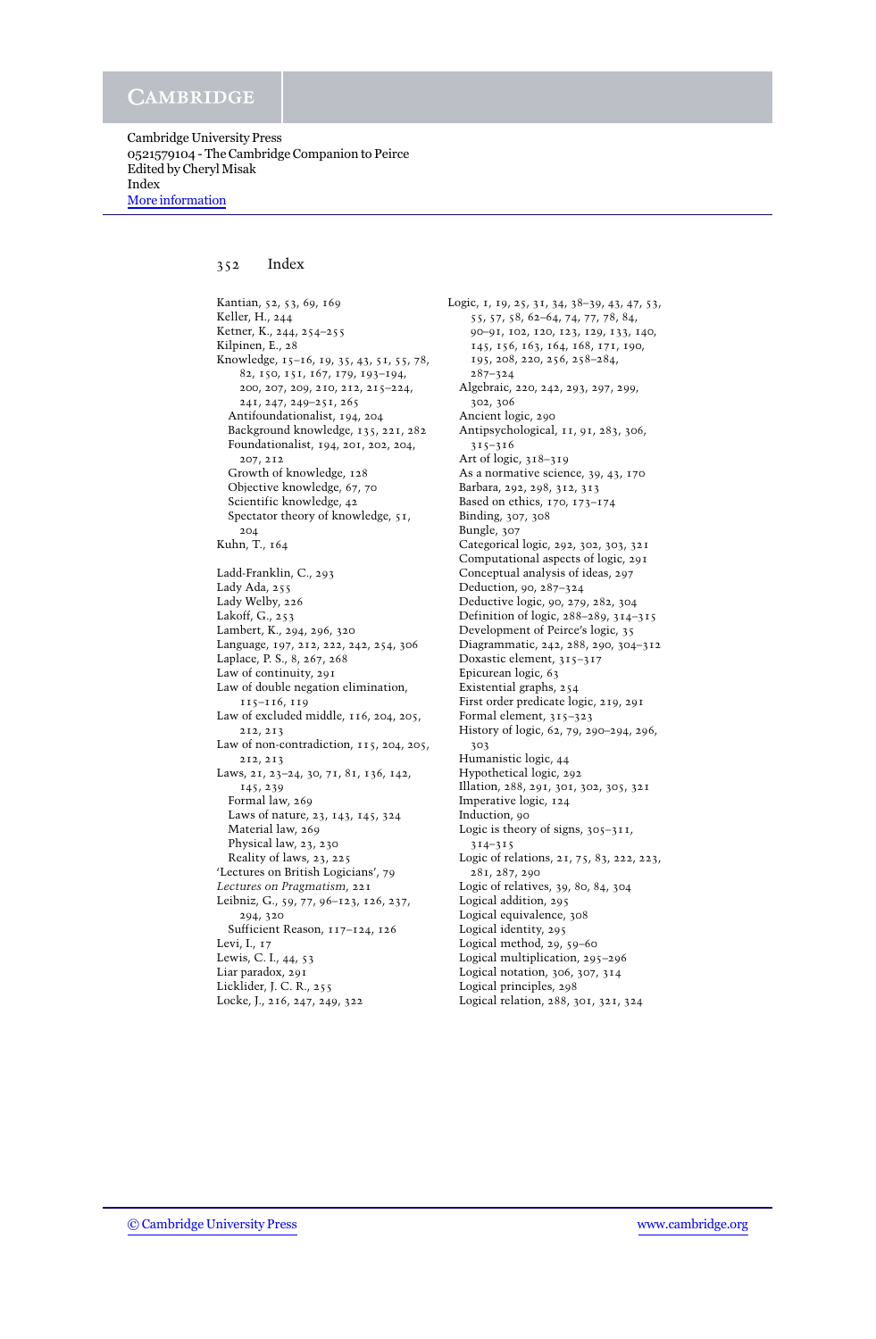Cambridge University Press
0521579104 - The Cambridge Companion to Peirce
Edited by Cheryl Misak
Index
More information

# Index

Kantian, 52, 53, 69, 169
Keller, H., 244
Ketner, K., 244, 254–255
Kilpinen, E., 28
Knowledge, 15–16, 19, 35, 43, 51, 55, 78, 82, 150, 151, 167, 179, 193–194, 200, 207, 209, 210, 212, 215–224, 241, 247, 249–251, 265
- Antifoundationalist, 194, 204
- Background knowledge, 135, 221, 282
- Foundationalist, 194, 201, 202, 204, 207, 212
- Growth of knowledge, 128
- Objective knowledge, 67, 70
- Scientific knowledge, 42
- Spectator theory of knowledge, 51, 204

Kuhn, T., 164

Ladd-Franklin, C., 293
Lady Ada, 255
Lady Welby, 226
Lakoff, G., 253
Lambert, K., 294, 296, 320
Language, 197, 212, 222, 242, 254, 306
Laplace, P. S., 8, 267, 268
Law of continuity, 291
Law of double negation elimination, 115–116, 119
Law of excluded middle, 116, 204, 205, 212, 213
Law of non-contradiction, 115, 204, 205, 212, 213
Laws, 21, 23–24, 30, 71, 81, 136, 142, 145, 239
- Formal law, 269
- Laws of nature, 23, 143, 145, 324
- Material law, 269
- Physical law, 23, 230
- Reality of laws, 23, 225

'Lectures on British Logicians', 79
*Lectures on Pragmatism*, 221
Leibniz, G., 59, 77, 96–123, 126, 237, 294, 320
- Sufficient Reason, 117–124, 126

Levi, I., 17
Lewis, C. I., 44, 53
Liar paradox, 291
Licklider, J. C. R., 255
Locke, J., 216, 247, 249, 322

Logic, 1, 19, 25, 31, 34, 38–39, 43, 47, 53, 55, 57, 58, 62–64, 74, 77, 78, 84, 90–91, 102, 120, 123, 129, 133, 140, 145, 156, 163, 164, 168, 171, 190, 195, 208, 220, 256, 258–284, 287–324
- Algebraic, 220, 242, 293, 297, 299, 302, 306
- Ancient logic, 290
- Antipsychological, 11, 91, 283, 306, 315–316
- Art of logic, 318–319
- As a normative science, 39, 43, 170
- Barbara, 292, 298, 312, 313
- Based on ethics, 170, 173–174
- Binding, 307, 308
- Bungle, 307
- Categorical logic, 292, 302, 303, 321
- Computational aspects of logic, 291
- Conceptual analysis of ideas, 297
- Deduction, 90, 287–324
- Deductive logic, 90, 279, 282, 304
- Definition of logic, 288–289, 314–315
- Development of Peirce's logic, 35
- Diagrammatic, 242, 288, 290, 304–312
- Doxastic element, 315–317
- Epicurean logic, 63
- Existential graphs, 254
- First order predicate logic, 219, 291
- Formal element, 315–323
- History of logic, 62, 79, 290–294, 296, 303
- Humanistic logic, 44
- Hypothetical logic, 292
- Illation, 288, 291, 301, 302, 305, 321
- Imperative logic, 124
- Induction, 90
- Logic is theory of signs, 305–311, 314–315
- Logic of relations, 21, 75, 83, 222, 223, 281, 287, 290
- Logic of relatives, 39, 80, 84, 304
- Logical addition, 295
- Logical equivalence, 308
- Logical identity, 295
- Logical method, 29, 59–60
- Logical multiplication, 295–296
- Logical notation, 306, 307, 314
- Logical principles, 298
- Logical relation, 288, 301, 321, 324

© Cambridge University Press www.cambridge.org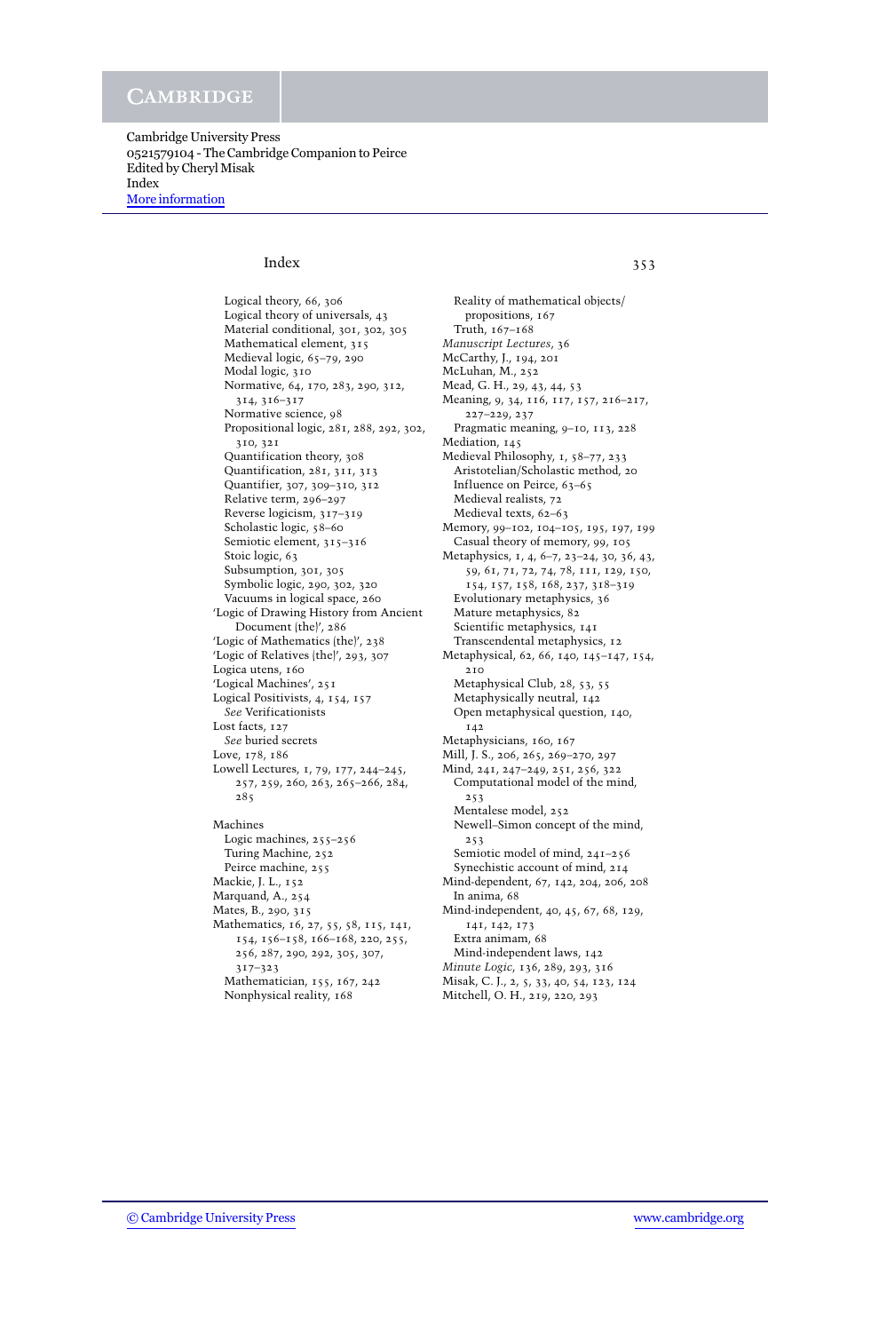## Index

Logical theory, 66, 306
Logical theory of universals, 43
Material conditional, 301, 302, 305
Mathematical element, 315
Medieval logic, 65–79, 290
Modal logic, 310
Normative, 64, 170, 283, 290, 312, 314, 316–317
Normative science, 98
Propositional logic, 281, 288, 292, 302, 310, 321
Quantification theory, 308
Quantification, 281, 311, 313
Quantifier, 307, 309–310, 312
Relative term, 296–297
Reverse logicism, 317–319
Scholastic logic, 58–60
Semiotic element, 315–316
Stoic logic, 63
Subsumption, 301, 305
Symbolic logic, 290, 302, 320
Vacuums in logical space, 260

'Logic of Drawing History from Ancient Document (the)', 286
'Logic of Mathematics (the)', 238
'Logic of Relatives (the)', 293, 307
Logica utens, 160
'Logical Machines', 251
Logical Positivists, 4, 154, 157
*See* Verificationists
Lost facts, 127
*See* buried secrets
Love, 178, 186
Lowell Lectures, 1, 79, 177, 244–245, 257, 259, 260, 263, 265–266, 284, 285

Machines
Logic machines, 255–256
Turing Machine, 252
Peirce machine, 255
Mackie, J. L., 152
Marquand, A., 254
Mates, B., 290, 315
Mathematics, 16, 27, 55, 58, 115, 141, 154, 156–158, 166–168, 220, 255, 256, 287, 290, 292, 305, 307, 317–323
Mathematician, 155, 167, 242
Nonphysical reality, 168
Reality of mathematical objects/propositions, 167
Truth, 167–168

*Manuscript Lectures*, 36
McCarthy, J., 194, 201
McLuhan, M., 252
Mead, G. H., 29, 43, 44, 53
Meaning, 9, 34, 116, 117, 157, 216–217, 227–229, 237
Pragmatic meaning, 9–10, 113, 228
Mediation, 145
Medieval Philosophy, 1, 58–77, 233
Aristotelian/Scholastic method, 20
Influence on Peirce, 63–65
Medieval realists, 72
Medieval texts, 62–63
Memory, 99–102, 104–105, 195, 197, 199
Casual theory of memory, 99, 105
Metaphysics, 1, 4, 6–7, 23–24, 30, 36, 43, 59, 61, 71, 72, 74, 78, 111, 129, 150, 154, 157, 158, 168, 237, 318–319
Evolutionary metaphysics, 36
Mature metaphysics, 82
Scientific metaphysics, 141
Transcendental metaphysics, 12
Metaphysical, 62, 66, 140, 145–147, 154, 210
Metaphysical Club, 28, 53, 55
Metaphysically neutral, 142
Open metaphysical question, 140, 142
Metaphysicians, 160, 167
Mill, J. S., 206, 265, 269–270, 297
Mind, 241, 247–249, 251, 256, 322
Computational model of the mind, 253
Mentalese model, 252
Newell–Simon concept of the mind, 253
Semiotic model of mind, 241–256
Synechistic account of mind, 214
Mind-dependent, 67, 142, 204, 206, 208
In anima, 68
Mind-independent, 40, 45, 67, 68, 129, 141, 142, 173
Extra animam, 68
Mind-independent laws, 142
*Minute Logic*, 136, 289, 293, 316
Misak, C. J., 2, 5, 33, 40, 54, 123, 124
Mitchell, O. H., 219, 220, 293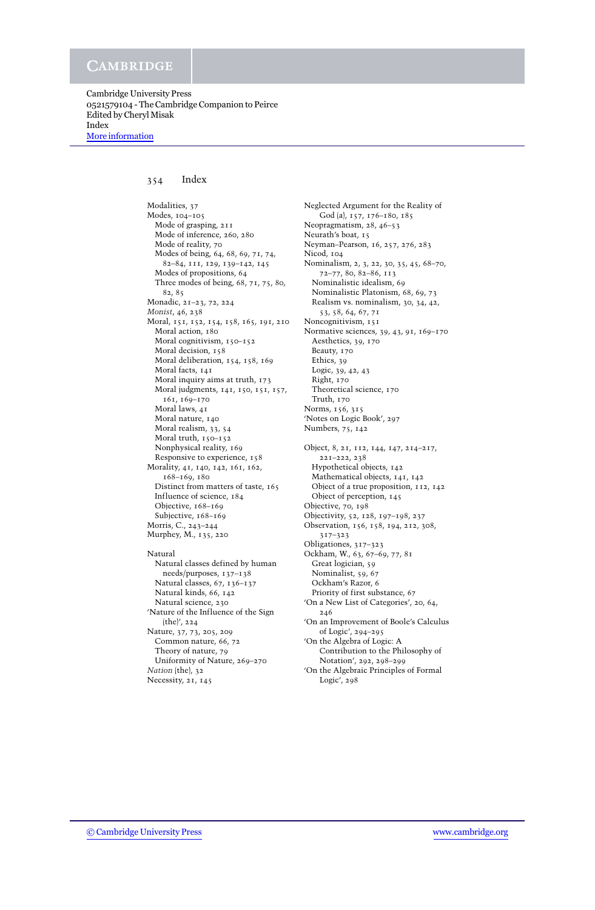Modalities, 37
Modes, 104–105
  Mode of grasping, 211
  Mode of inference, 260, 280
  Mode of reality, 70
  Modes of being, 64, 68, 69, 71, 74, 82–84, 111, 129, 139–142, 145
  Modes of propositions, 64
  Three modes of being, 68, 71, 75, 80, 82, 85
Monadic, 21–23, 72, 224
*Monist*, 46, 238
Moral, 151, 152, 154, 158, 165, 191, 210
  Moral action, 180
  Moral cognitivism, 150–152
  Moral decision, 158
  Moral deliberation, 154, 158, 169
  Moral facts, 141
  Moral inquiry aims at truth, 173
  Moral judgments, 141, 150, 151, 157, 161, 169–170
  Moral laws, 41
  Moral nature, 140
  Moral realism, 33, 54
  Moral truth, 150–152
  Nonphysical reality, 169
  Responsive to experience, 158
Morality, 41, 140, 142, 161, 162, 168–169, 180
  Distinct from matters of taste, 165
  Influence of science, 184
  Objective, 168–169
  Subjective, 168–169
Morris, C., 243–244
Murphey, M., 135, 220

Natural
  Natural classes defined by human needs/purposes, 137–138
  Natural classes, 67, 136–137
  Natural kinds, 66, 142
  Natural science, 230
'Nature of the Influence of the Sign (the)', 224
Nature, 37, 73, 205, 209
  Common nature, 66, 72
  Theory of nature, 79
  Uniformity of Nature, 269–270
*Nation* (the), 32
Necessity, 21, 145

Neglected Argument for the Reality of God (a), 157, 176–180, 185
Neopragmatism, 28, 46–53
Neurath's boat, 15
Neyman–Pearson, 16, 257, 276, 283
Nicod, 104
Nominalism, 2, 3, 22, 30, 35, 45, 68–70, 72–77, 80, 82–86, 113
  Nominalistic idealism, 69
  Nominalistic Platonism, 68, 69, 73
  Realism vs. nominalism, 30, 34, 42, 53, 58, 64, 67, 71
Noncognitivism, 151
Normative sciences, 39, 43, 91, 169–170
  Aesthetics, 39, 170
  Beauty, 170
  Ethics, 39
  Logic, 39, 42, 43
  Right, 170
  Theoretical science, 170
  Truth, 170
Norms, 156, 315
'Notes on Logic Book', 297
Numbers, 75, 142

Object, 8, 21, 112, 144, 147, 214–217, 221–222, 238
  Hypothetical objects, 142
  Mathematical objects, 141, 142
  Object of a true proposition, 112, 142
  Object of perception, 145
Objective, 70, 198
Objectivity, 52, 128, 197–198, 237
Observation, 156, 158, 194, 212, 308, 317–323
Obligationes, 317–323
Ockham, W., 63, 67–69, 77, 81
  Great logician, 59
  Nominalist, 59, 67
  Ockham's Razor, 6
  Priority of first substance, 67
'On a New List of Categories', 20, 64, 246
'On an Improvement of Boole's Calculus of Logic', 294–295
'On the Algebra of Logic: A Contribution to the Philosophy of Notation', 292, 298–299
'On the Algebraic Principles of Formal Logic', 298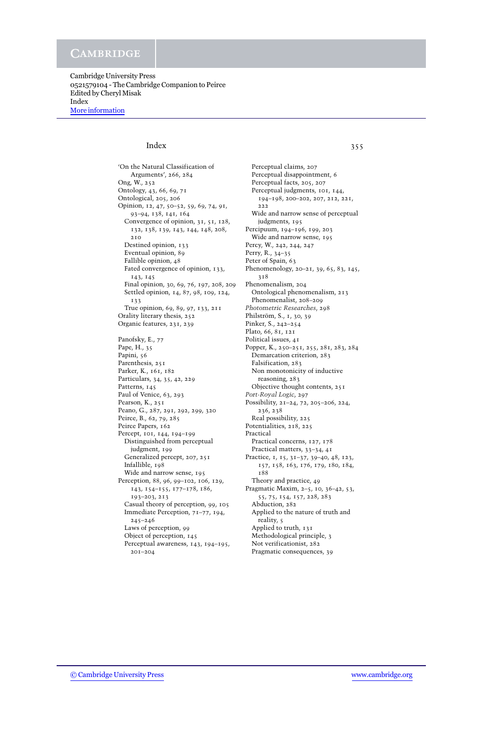# Index

'On the Natural Classification of Arguments', 266, 284
Ong, W., 252
Ontology, 43, 66, 69, 71
Ontological, 205, 206
Opinion, 12, 47, 50–52, 59, 69, 74, 91, 93–94, 138, 141, 164
  Convergence of opinion, 31, 51, 128, 132, 138, 139, 143, 144, 148, 208, 210
  Destined opinion, 133
  Eventual opinion, 89
  Fallible opinion, 48
  Fated convergence of opinion, 133, 143, 145
  Final opinion, 30, 69, 76, 197, 208, 209
  Settled opinion, 14, 87, 98, 109, 124, 133
  True opinion, 69, 89, 97, 133, 211
Orality literary thesis, 252
Organic features, 231, 239

Panofsky, E., 77
Pape, H., 35
Papini, 56
Parenthesis, 251
Parker, K., 161, 182
Particulars, 34, 35, 42, 229
Patterns, 145
Paul of Venice, 63, 293
Pearson, K., 251
Peano, G., 287, 291, 292, 299, 320
Peirce, B., 62, 79, 285
Peirce Papers, 162
Percept, 101, 144, 194–199
  Distinguished from perceptual judgment, 199
  Generalized percept, 207, 251
  Infallible, 198
  Wide and narrow sense, 195
Perception, 88, 96, 99–102, 106, 129, 143, 154–155, 177–178, 186, 193–203, 213
  Casual theory of perception, 99, 105
  Immediate Perception, 71–77, 194, 245–246
  Laws of perception, 99
  Object of perception, 145
  Perceptual awareness, 143, 194–195, 201–204
  Perceptual claims, 207
  Perceptual disappointment, 6
  Perceptual facts, 205, 207
  Perceptual judgments, 101, 144, 194–198, 200–202, 207, 212, 221, 222
  Wide and narrow sense of perceptual judgments, 195
Percipuum, 194–196, 199, 203
  Wide and narrow sense, 195
Percy, W., 242, 244, 247
Perry, R., 34–35
Peter of Spain, 63
Phenomenology, 20–21, 39, 65, 83, 145, 318
Phenomenalism, 204
  Ontological phenomenalism, 213
  Phenomenalist, 208–209
*Photometric Researches*, 298
Philström, S., 1, 30, 39
Pinker, S., 242–254
Plato, 66, 81, 121
Political issues, 41
Popper, K., 250–251, 255, 281, 283, 284
  Demarcation criterion, 283
  Falsification, 283
  Non monotonicity of inductive reasoning, 283
  Objective thought contents, 251
*Port-Royal Logic*, 297
Possibility, 21–24, 72, 205–206, 224, 236, 238
  Real possibility, 225
Potentialities, 218, 225
Practical
  Practical concerns, 127, 178
  Practical matters, 33–34, 41
Practice, 1, 15, 31–37, 39–40, 48, 123, 157, 158, 163, 176, 179, 180, 184, 188
  Theory and practice, 49
Pragmatic Maxim, 2–5, 10, 36–42, 53, 55, 75, 154, 157, 228, 283
  Abduction, 282
  Applied to the nature of truth and reality, 5
  Applied to truth, 131
  Methodological principle, 3
  Not verificationist, 282
  Pragmatic consequences, 39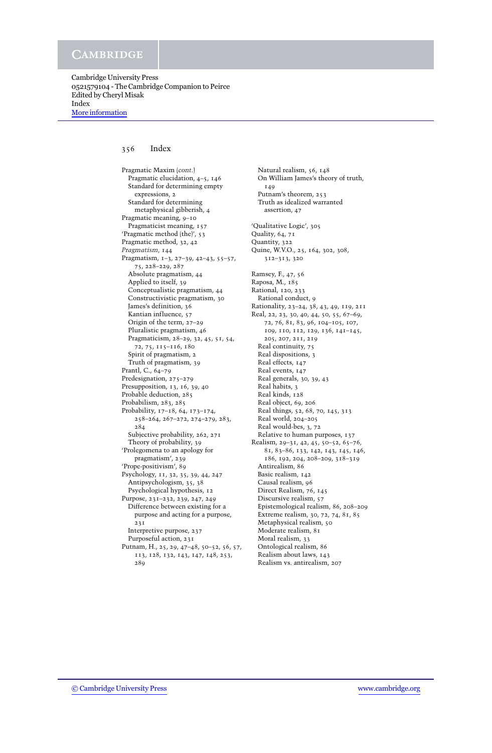## Index

Pragmatic Maxim (*cont.*)
- Pragmatic elucidation, 4–5, 146
- Standard for determining empty expressions, 2
- Standard for determining metaphysical gibberish, 4

Pragmatic meaning, 9–10
- Pragmaticist meaning, 157

'Pragmatic method (the)', 53

Pragmatic method, 32, 42

*Pragmatism*, 144

Pragmatism, 1–3, 27–39, 42–43, 55–57, 75, 228–229, 287
- Absolute pragmatism, 44
- Applied to itself, 39
- Conceptualistic pragmatism, 44
- Constructivistic pragmatism, 30
- James's definition, 36
- Kantian influence, 57
- Origin of the term, 27–29
- Pluralistic pragmatism, 46
- Pragmaticism, 28–29, 32, 45, 51, 54, 72, 75, 115–116, 180
- Spirit of pragmatism, 2
- Truth of pragmatism, 39

Prantl, C., 64–79

Predesignation, 275–279

Presupposition, 13, 16, 39, 40

Probable deduction, 285

Probabilism, 283, 285

Probability, 17–18, 64, 173–174, 258–264, 267–272, 274–279, 283, 284
- Subjective probability, 262, 271
- Theory of probability, 39

'Prolegomena to an apology for pragmatism', 239

'Prope-positivism', 89

Psychology, 11, 32, 35, 39, 44, 247
- Antipsychologism, 35, 38
- Psychological hypothesis, 12

Purpose, 231–232, 239, 247, 249
- Difference between existing for a purpose and acting for a purpose, 231
- Interpretive purpose, 237
- Purposeful action, 231

Putnam, H., 25, 29, 47–48, 50–52, 56, 57, 113, 128, 132, 143, 147, 148, 253, 289
- Natural realism, 56, 148
- On William James's theory of truth, 149
- Putnam's theorem, 253
- Truth as idealized warranted assertion, 47

'Qualitative Logic', 305

Quality, 64, 71

Quantity, 322

Quine, W.V.O., 25, 164, 302, 308, 312–313, 320

Ramsey, F., 47, 56

Raposa, M., 185

Rational, 120, 233
- Rational conduct, 9

Rationality, 23–24, 38, 43, 49, 119, 211

Real, 22, 23, 30, 40, 44, 50, 55, 67–69, 72, 76, 81, 83, 96, 104–105, 107, 109, 110, 112, 129, 136, 141–145, 205, 207, 211, 219
- Real continuity, 75
- Real dispositions, 3
- Real effects, 147
- Real events, 147
- Real generals, 30, 39, 43
- Real habits, 3
- Real kinds, 128
- Real object, 69, 206
- Real things, 52, 68, 70, 145, 313
- Real world, 204–205
- Real would-bes, 3, 72
- Relative to human purposes, 137

Realism, 29–31, 42, 45, 50–52, 65–76, 81, 83–86, 133, 142, 143, 145, 146, 186, 192, 204, 208–209, 318–319
- Antirealism, 86
- Basic realism, 142
- Causal realism, 96
- Direct Realism, 76, 145
- Discursive realism, 57
- Epistemological realism, 86, 208–209
- Extreme realism, 30, 72, 74, 81, 85
- Metaphysical realism, 50
- Moderate realism, 81
- Moral realism, 33
- Ontological realism, 86
- Realism about laws, 143
- Realism vs. antirealism, 207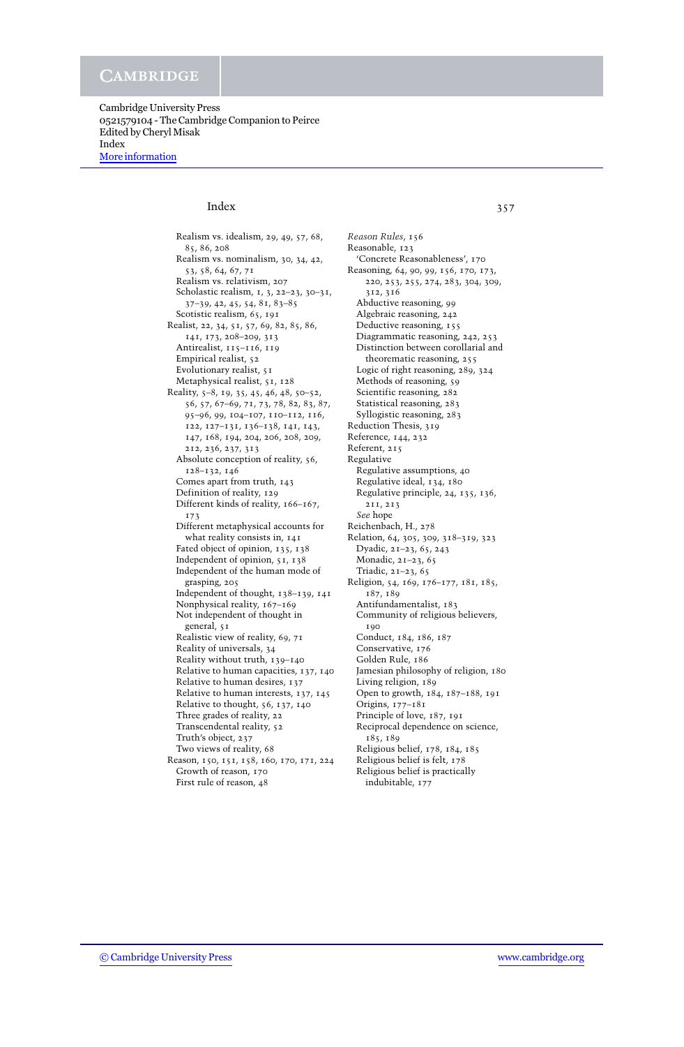Realism vs. idealism, 29, 49, 57, 68, 85, 86, 208
Realism vs. nominalism, 30, 34, 42, 53, 58, 64, 67, 71
Realism vs. relativism, 207
Scholastic realism, 1, 3, 22–23, 30–31, 37–39, 42, 45, 54, 81, 83–85
Scotistic realism, 65, 191

Realist, 22, 34, 51, 57, 69, 82, 85, 86, 141, 173, 208–209, 313
Antirealist, 115–116, 119
Empirical realist, 52
Evolutionary realist, 51
Metaphysical realist, 51, 128

Reality, 5–8, 19, 35, 45, 46, 48, 50–52, 56, 57, 67–69, 71, 73, 78, 82, 83, 87, 95–96, 99, 104–107, 110–112, 116, 122, 127–131, 136–138, 141, 143, 147, 168, 194, 204, 206, 208, 209, 212, 236, 237, 313
Absolute conception of reality, 56, 128–132, 146
Comes apart from truth, 143
Definition of reality, 129
Different kinds of reality, 166–167, 173
Different metaphysical accounts for what reality consists in, 141
Fated object of opinion, 135, 138
Independent of opinion, 51, 138
Independent of the human mode of grasping, 205
Independent of thought, 138–139, 141
Nonphysical reality, 167–169
Not independent of thought in general, 51
Realistic view of reality, 69, 71
Reality of universals, 34
Reality without truth, 139–140
Relative to human capacities, 137, 140
Relative to human desires, 137
Relative to human interests, 137, 145
Relative to thought, 56, 137, 140
Three grades of reality, 22
Transcendental reality, 52
Truth's object, 237
Two views of reality, 68

Reason, 150, 151, 158, 160, 170, 171, 224
Growth of reason, 170
First rule of reason, 48

*Reason Rules*, 156

Reasonable, 123
'Concrete Reasonableness', 170

Reasoning, 64, 90, 99, 156, 170, 173, 220, 253, 255, 274, 283, 304, 309, 312, 316
Abductive reasoning, 99
Algebraic reasoning, 242
Deductive reasoning, 155
Diagrammatic reasoning, 242, 253
Distinction between corollarial and theorematic reasoning, 255
Logic of right reasoning, 289, 324
Methods of reasoning, 59
Scientific reasoning, 282
Statistical reasoning, 283
Syllogistic reasoning, 283

Reduction Thesis, 319

Reference, 144, 232

Referent, 215

Regulative
Regulative assumptions, 40
Regulative ideal, 134, 180
Regulative principle, 24, 135, 136, 211, 213
*See* hope

Reichenbach, H., 278

Relation, 64, 305, 309, 318–319, 323
Dyadic, 21–23, 65, 243
Monadic, 21–23, 65
Triadic, 21–23, 65

Religion, 54, 169, 176–177, 181, 185, 187, 189
Antifundamentalist, 183
Community of religious believers, 190
Conduct, 184, 186, 187
Conservative, 176
Golden Rule, 186
Jamesian philosophy of religion, 180
Living religion, 189
Open to growth, 184, 187–188, 191
Origins, 177–181
Principle of love, 187, 191
Reciprocal dependence on science, 185, 189
Religious belief, 178, 184, 185
Religious belief is felt, 178
Religious belief is practically indubitable, 177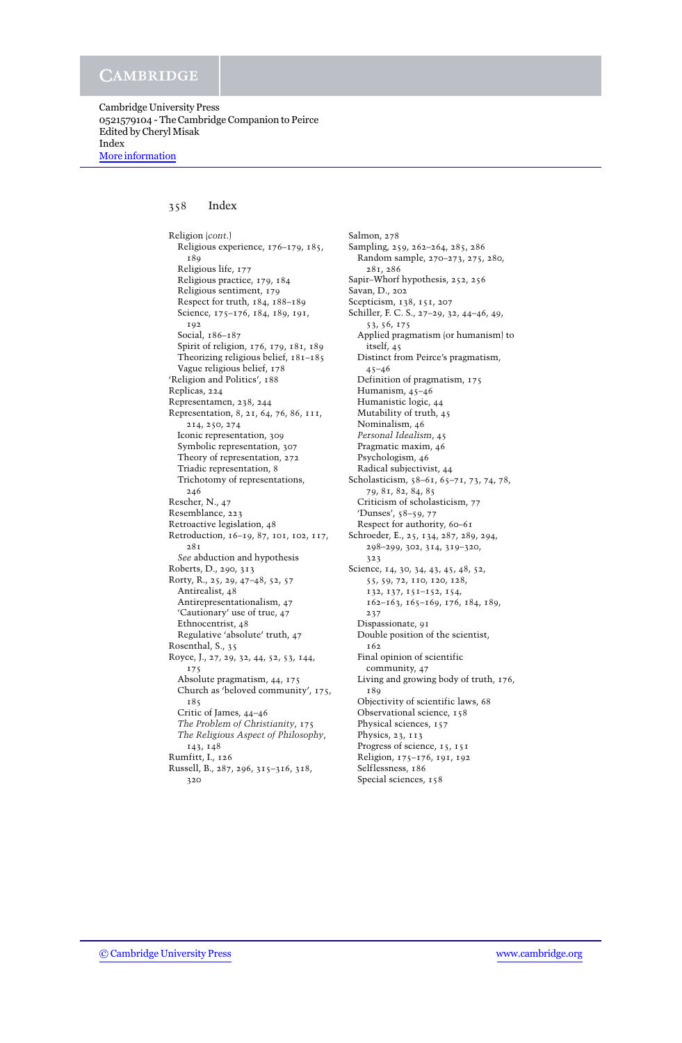Religion (*cont.*)
- Religious experience, 176–179, 185, 189
- Religious life, 177
- Religious practice, 179, 184
- Religious sentiment, 179
- Respect for truth, 184, 188–189
- Science, 175–176, 184, 189, 191, 192
- Social, 186–187
- Spirit of religion, 176, 179, 181, 189
- Theorizing religious belief, 181–185
- Vague religious belief, 178

'Religion and Politics', 188
Replicas, 224
Representamen, 238, 244
Representation, 8, 21, 64, 76, 86, 111, 214, 250, 274
- Iconic representation, 309
- Symbolic representation, 307
- Theory of representation, 272
- Triadic representation, 8
- Trichotomy of representations, 246

Rescher, N., 47
Resemblance, 223
Retroactive legislation, 48
Retroduction, 16–19, 87, 101, 102, 117, 281
- *See* abduction and hypothesis

Roberts, D., 290, 313
Rorty, R., 25, 29, 47–48, 52, 57
- Antirealist, 48
- Antirepresentationalism, 47
- 'Cautionary' use of true, 47
- Ethnocentrist, 48
- Regulative 'absolute' truth, 47

Rosenthal, S., 35
Royce, J., 27, 29, 32, 44, 52, 53, 144, 175
- Absolute pragmatism, 44, 175
- Church as 'beloved community', 175, 185
- Critic of James, 44–46
- *The Problem of Christianity*, 175
- *The Religious Aspect of Philosophy*, 143, 148

Rumfitt, I., 126
Russell, B., 287, 296, 315–316, 318, 320

Salmon, 278
Sampling, 259, 262–264, 285, 286
- Random sample, 270–273, 275, 280, 281, 286

Sapir–Whorf hypothesis, 252, 256
Savan, D., 202
Scepticism, 138, 151, 207
Schiller, F. C. S., 27–29, 32, 44–46, 49, 53, 56, 175
- Applied pragmatism (or humanism) to itself, 45
- Distinct from Peirce's pragmatism, 45–46
- Definition of pragmatism, 175
- Humanism, 45–46
- Humanistic logic, 44
- Mutability of truth, 45
- Nominalism, 46
- *Personal Idealism*, 45
- Pragmatic maxim, 46
- Psychologism, 46
- Radical subjectivist, 44

Scholasticism, 58–61, 65–71, 73, 74, 78, 79, 81, 82, 84, 85
- Criticism of scholasticism, 77
- 'Dunses', 58–59, 77
- Respect for authority, 60–61

Schroeder, E., 25, 134, 287, 289, 294, 298–299, 302, 314, 319–320, 323
Science, 14, 30, 34, 43, 45, 48, 52, 55, 59, 72, 110, 120, 128, 132, 137, 151–152, 154, 162–163, 165–169, 176, 184, 189, 237
- Dispassionate, 91
- Double position of the scientist, 162
- Final opinion of scientific community, 47
- Living and growing body of truth, 176, 189
- Objectivity of scientific laws, 68
- Observational science, 158
- Physical sciences, 157
- Physics, 23, 113
- Progress of science, 15, 151
- Religion, 175–176, 191, 192
- Selflessness, 186
- Special sciences, 158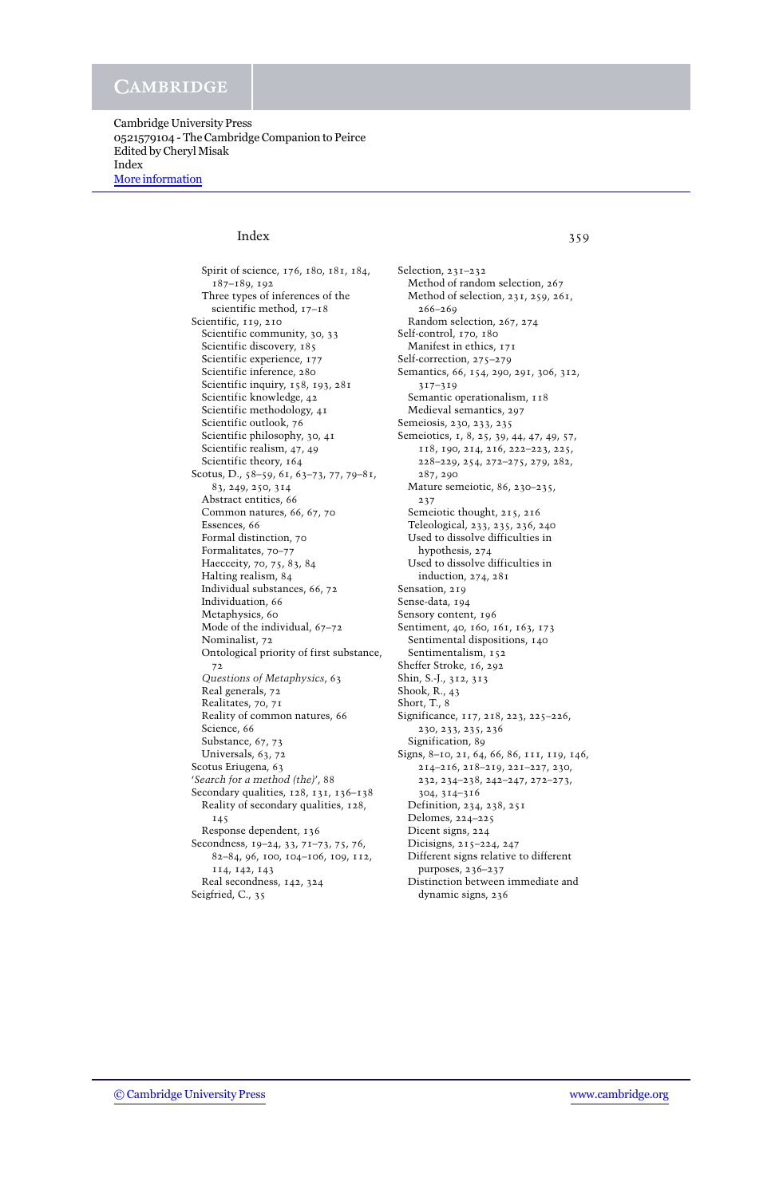Index

Spirit of science, 176, 180, 181, 184, 187–189, 192
  Three types of inferences of the scientific method, 17–18
Scientific, 119, 210
  Scientific community, 30, 33
  Scientific discovery, 185
  Scientific experience, 177
  Scientific inference, 280
  Scientific inquiry, 158, 193, 281
  Scientific knowledge, 42
  Scientific methodology, 41
  Scientific outlook, 76
  Scientific philosophy, 30, 41
  Scientific realism, 47, 49
  Scientific theory, 164
Scotus, D., 58–59, 61, 63–73, 77, 79–81, 83, 249, 250, 314
  Abstract entities, 66
  Common natures, 66, 67, 70
  Essences, 66
  Formal distinction, 70
  Formalitates, 70–77
  Haecceity, 70, 75, 83, 84
  Halting realism, 84
  Individual substances, 66, 72
  Individuation, 66
  Metaphysics, 60
  Mode of the individual, 67–72
  Nominalist, 72
  Ontological priority of first substance, 72
  *Questions of Metaphysics*, 63
  Real generals, 72
  Realitates, 70, 71
  Reality of common natures, 66
  Science, 66
  Substance, 67, 73
  Universals, 63, 72
Scotus Eriugena, 63
'*Search for a method (the)*', 88
Secondary qualities, 128, 131, 136–138
  Reality of secondary qualities, 128, 145
  Response dependent, 136
Secondness, 19–24, 33, 71–73, 75, 76, 82–84, 96, 100, 104–106, 109, 112, 114, 142, 143
  Real secondness, 142, 324
Seigfried, C., 35
Selection, 231–232
  Method of random selection, 267
  Method of selection, 231, 259, 261, 266–269
  Random selection, 267, 274
Self-control, 170, 180
  Manifest in ethics, 171
Self-correction, 275–279
Semantics, 66, 154, 290, 291, 306, 312, 317–319
  Semantic operationalism, 118
  Medieval semantics, 297
Semeiosis, 230, 233, 235
Semeiotics, 1, 8, 25, 39, 44, 47, 49, 57, 118, 190, 214, 216, 222–223, 225, 228–229, 254, 272–275, 279, 282, 287, 290
  Mature semeiotic, 86, 230–235, 237
  Semeiotic thought, 215, 216
  Teleological, 233, 235, 236, 240
  Used to dissolve difficulties in hypothesis, 274
  Used to dissolve difficulties in induction, 274, 281
Sensation, 219
Sense-data, 194
Sensory content, 196
Sentiment, 40, 160, 161, 163, 173
  Sentimental dispositions, 140
  Sentimentalism, 152
Sheffer Stroke, 16, 292
Shin, S.-J., 312, 313
Shook, R., 43
Short, T., 8
Significance, 117, 218, 223, 225–226, 230, 233, 235, 236
  Signification, 89
Signs, 8–10, 21, 64, 66, 86, 111, 119, 146, 214–216, 218–219, 221–227, 230, 232, 234–238, 242–247, 272–273, 304, 314–316
  Definition, 234, 238, 251
  Delomes, 224–225
  Dicent signs, 224
  Dicisigns, 215–224, 247
  Different signs relative to different purposes, 236–237
  Distinction between immediate and dynamic signs, 236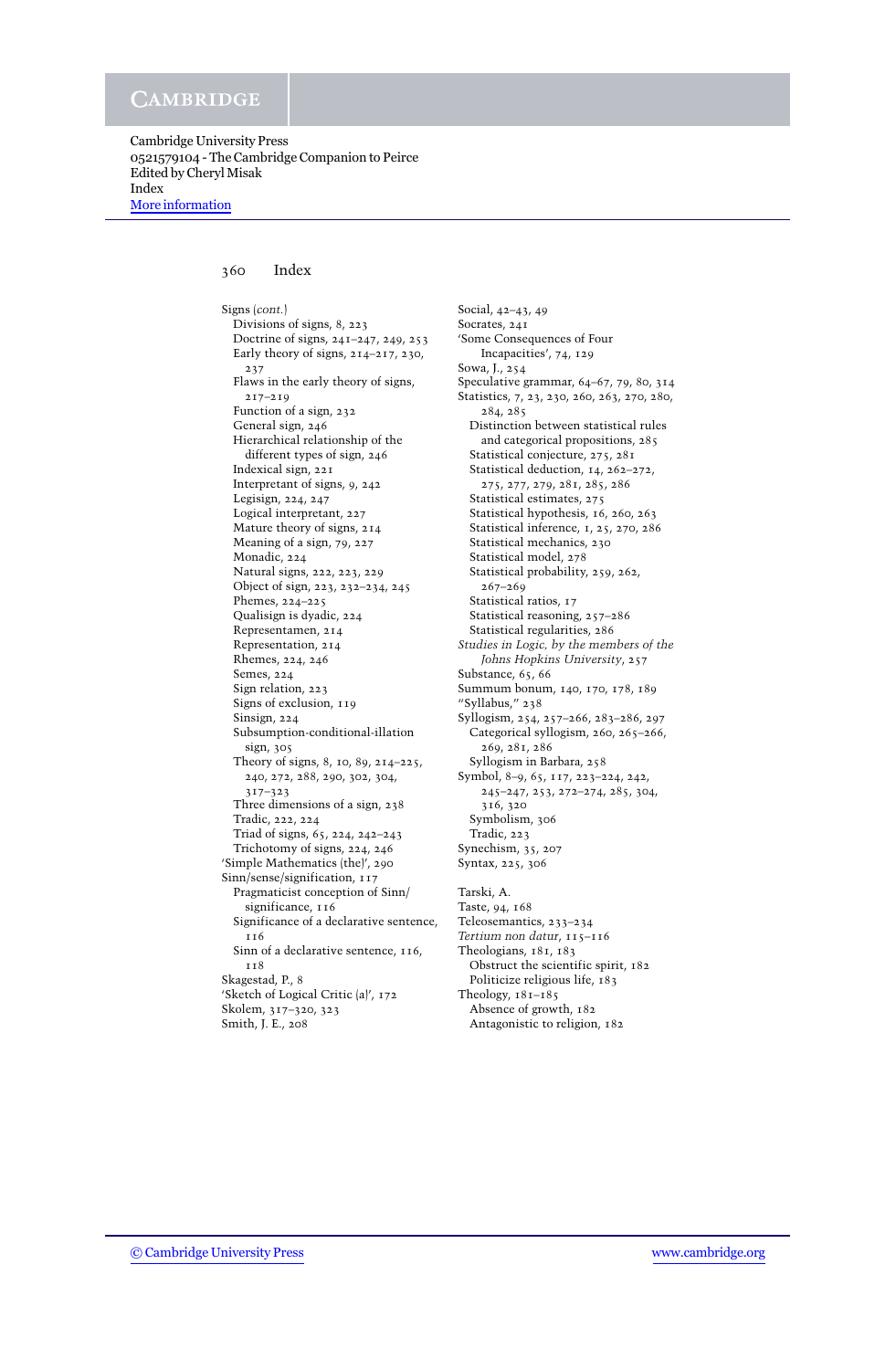Signs (*cont.*)
- Divisions of signs, 8, 223
- Doctrine of signs, 241–247, 249, 253
- Early theory of signs, 214–217, 230, 237
- Flaws in the early theory of signs, 217–219
- Function of a sign, 232
- General sign, 246
- Hierarchical relationship of the different types of sign, 246
- Indexical sign, 221
- Interpretant of signs, 9, 242
- Legisign, 224, 247
- Logical interpretant, 227
- Mature theory of signs, 214
- Meaning of a sign, 79, 227
- Monadic, 224
- Natural signs, 222, 223, 229
- Object of sign, 223, 232–234, 245
- Phemes, 224–225
- Qualisign is dyadic, 224
- Representamen, 214
- Representation, 214
- Rhemes, 224, 246
- Semes, 224
- Sign relation, 223
- Signs of exclusion, 119
- Sinsign, 224
- Subsumption-conditional-illation sign, 305
- Theory of signs, 8, 10, 89, 214–225, 240, 272, 288, 290, 302, 304, 317–323
- Three dimensions of a sign, 238
- Tradic, 222, 224
- Triad of signs, 65, 224, 242–243
- Trichotomy of signs, 224, 246

'Simple Mathematics (the)', 290

Sinn/sense/signification, 117
- Pragmaticist conception of Sinn/significance, 116
- Significance of a declarative sentence, 116
- Sinn of a declarative sentence, 116, 118

Skagestad, P., 8

'Sketch of Logical Critic (a)', 172

Skolem, 317–320, 323

Smith, J. E., 208

Social, 42–43, 49

Socrates, 241

'Some Consequences of Four Incapacities', 74, 129

Sowa, J., 254

Speculative grammar, 64–67, 79, 80, 314

Statistics, 7, 23, 230, 260, 263, 270, 280, 284, 285
- Distinction between statistical rules and categorical propositions, 285
- Statistical conjecture, 275, 281
- Statistical deduction, 14, 262–272, 275, 277, 279, 281, 285, 286
- Statistical estimates, 275
- Statistical hypothesis, 16, 260, 263
- Statistical inference, 1, 25, 270, 286
- Statistical mechanics, 230
- Statistical model, 278
- Statistical probability, 259, 262, 267–269
- Statistical ratios, 17
- Statistical reasoning, 257–286
- Statistical regularities, 286

*Studies in Logic, by the members of the Johns Hopkins University*, 257

Substance, 65, 66

Summum bonum, 140, 170, 178, 189

"Syllabus," 238

Syllogism, 254, 257–266, 283–286, 297
- Categorical syllogism, 260, 265–266, 269, 281, 286
- Syllogism in Barbara, 258

Symbol, 8–9, 65, 117, 223–224, 242, 245–247, 253, 272–274, 285, 304, 316, 320
- Symbolism, 306
- Tradic, 223

Synechism, 35, 207

Syntax, 225, 306

Tarski, A.

Taste, 94, 168

Teleosemantics, 233–234

*Tertium non datur*, 115–116

Theologians, 181, 183
- Obstruct the scientific spirit, 182
- Politicize religious life, 183

Theology, 181–185
- Absence of growth, 182
- Antagonistic to religion, 182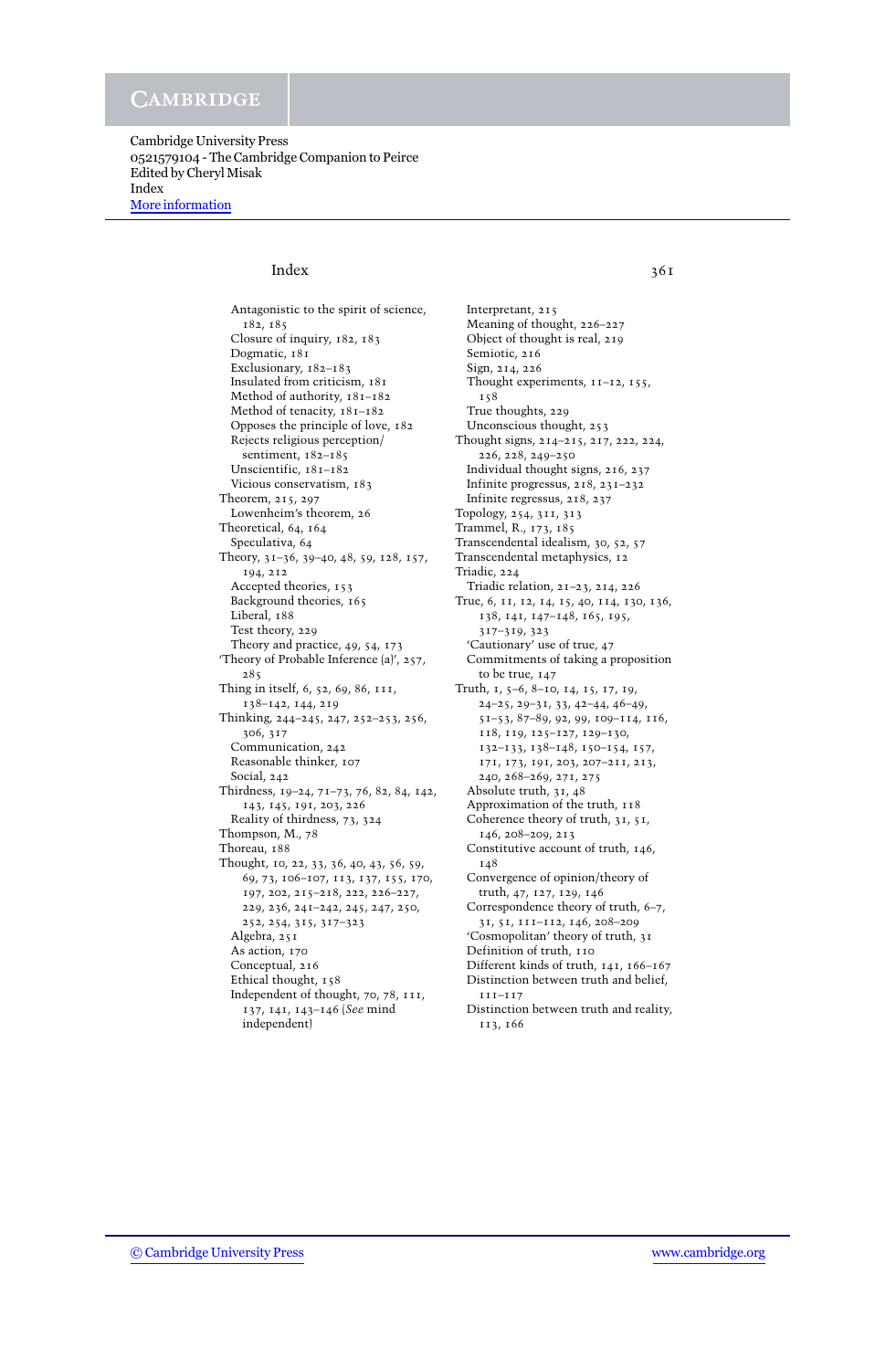Antagonistic to the spirit of science, 182, 185
Closure of inquiry, 182, 183
Dogmatic, 181
Exclusionary, 182–183
Insulated from criticism, 181
Method of authority, 181–182
Method of tenacity, 181–182
Opposes the principle of love, 182
Rejects religious perception/ sentiment, 182–185
Unscientific, 181–182
Vicious conservatism, 183

Theorem, 215, 297
Lowenheim's theorem, 26

Theoretical, 64, 164
Speculativa, 64

Theory, 31–36, 39–40, 48, 59, 128, 157, 194, 212
Accepted theories, 153
Background theories, 165
Liberal, 188
Test theory, 229
Theory and practice, 49, 54, 173

'Theory of Probable Inference (a)', 257, 285

Thing in itself, 6, 52, 69, 86, 111, 138–142, 144, 219

Thinking, 244–245, 247, 252–253, 256, 306, 317
Communication, 242
Reasonable thinker, 107
Social, 242

Thirdness, 19–24, 71–73, 76, 82, 84, 142, 143, 145, 191, 203, 226
Reality of thirdness, 73, 324

Thompson, M., 78

Thoreau, 188

Thought, 10, 22, 33, 36, 40, 43, 56, 59, 69, 73, 106–107, 113, 137, 155, 170, 197, 202, 215–218, 222, 226–227, 229, 236, 241–242, 245, 247, 250, 252, 254, 315, 317–323
Algebra, 251
As action, 170
Conceptual, 216
Ethical thought, 158
Independent of thought, 70, 78, 111, 137, 141, 143–146 (*See* mind independent)
Interpretant, 215
Meaning of thought, 226–227
Object of thought is real, 219
Semiotic, 216
Sign, 214, 226
Thought experiments, 11–12, 155, 158
True thoughts, 229
Unconscious thought, 253

Thought signs, 214–215, 217, 222, 224, 226, 228, 249–250
Individual thought signs, 216, 237
Infinite progressus, 218, 231–232
Infinite regressus, 218, 237

Topology, 254, 311, 313

Trammel, R., 173, 185

Transcendental idealism, 30, 52, 57

Transcendental metaphysics, 12

Triadic, 224
Triadic relation, 21–23, 214, 226

True, 6, 11, 12, 14, 15, 40, 114, 130, 136, 138, 141, 147–148, 165, 195, 317–319, 323
'Cautionary' use of true, 47
Commitments of taking a proposition to be true, 147

Truth, 1, 5–6, 8–10, 14, 15, 17, 19, 24–25, 29–31, 33, 42–44, 46–49, 51–53, 87–89, 92, 99, 109–114, 116, 118, 119, 125–127, 129–130, 132–133, 138–148, 150–154, 157, 171, 173, 191, 203, 207–211, 213, 240, 268–269, 271, 275
Absolute truth, 31, 48
Approximation of the truth, 118
Coherence theory of truth, 31, 51, 146, 208–209, 213
Constitutive account of truth, 146, 148
Convergence of opinion/theory of truth, 47, 127, 129, 146
Correspondence theory of truth, 6–7, 31, 51, 111–112, 146, 208–209
'Cosmopolitan' theory of truth, 31
Definition of truth, 110
Different kinds of truth, 141, 166–167
Distinction between truth and belief, 111–117
Distinction between truth and reality, 113, 166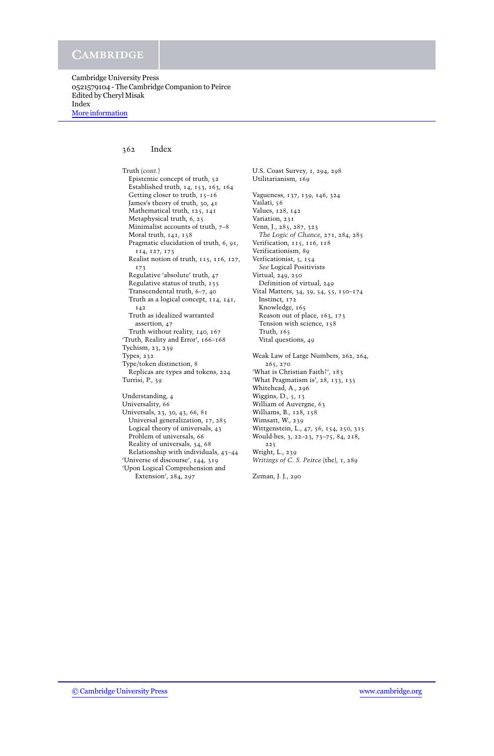Truth (*cont.*)
  Epistemic concept of truth, 52
  Established truth, 14, 153, 163, 164
  Getting closer to truth, 15–16
  James's theory of truth, 30, 41
  Mathematical truth, 125, 141
  Metaphysical truth, 6, 25
  Minimalist accounts of truth, 7–8
  Moral truth, 141, 158
  Pragmatic elucidation of truth, 6, 91, 114, 127, 173
  Realist notion of truth, 115, 116, 127, 173
  Regulative 'absolute' truth, 47
  Regulative status of truth, 135
  Transcendental truth, 6–7, 40
  Truth as a logical concept, 114, 141, 142
  Truth as idealized warranted assertion, 47
  Truth without reality, 140, 167
'Truth, Reality and Error', 166–168
Tychism, 23, 239
Types, 232
Type/token distinction, 8
  Replicas are types and tokens, 224
Turrisi, P., 39

Understanding, 4
Universality, 66
Universals, 23, 30, 43, 66, 81
  Universal generalization, 17, 285
  Logical theory of universals, 43
  Problem of universals, 66
  Reality of universals, 34, 68
  Relationship with individuals, 43–44
'Universe of discourse', 144, 319
'Upon Logical Comprehension and Extension', 284, 297

U.S. Coast Survey, 1, 294, 298
Utilitarianism, 169

Vagueness, 137, 139, 146, 324
Vailati, 56
Values, 128, 142
Variation, 231
Venn, J., 285, 287, 323
  *The Logic of Chance*, 271, 284, 285
Verification, 115, 116, 118
Verificationism, 89
Verficationist, 5, 154
  *See* Logical Positivists
Virtual, 249, 250
  Definition of virtual, 249
Vital Matters, 34, 39, 54, 55, 150–174
  Instinct, 172
  Knowledge, 165
  Reason out of place, 163, 173
  Tension with science, 158
  Truth, 165
  Vital questions, 49

Weak Law of Large Numbers, 262, 264, 265, 270
'What is Christian Faith?', 183
'What Pragmatism is', 28, 133, 135
Whitehead, A., 296
Wiggins, D., 5, 13
William of Auvergne, 63
Williams, B., 128, 158
Wimsatt, W., 239
Wittgenstein, L., 47, 56, 154, 250, 315
Would-bes, 3, 22–23, 73–75, 84, 218, 225
Wright, L., 239
*Writings of C. S. Peirce* (the), 1, 289

Zeman, J. J., 290